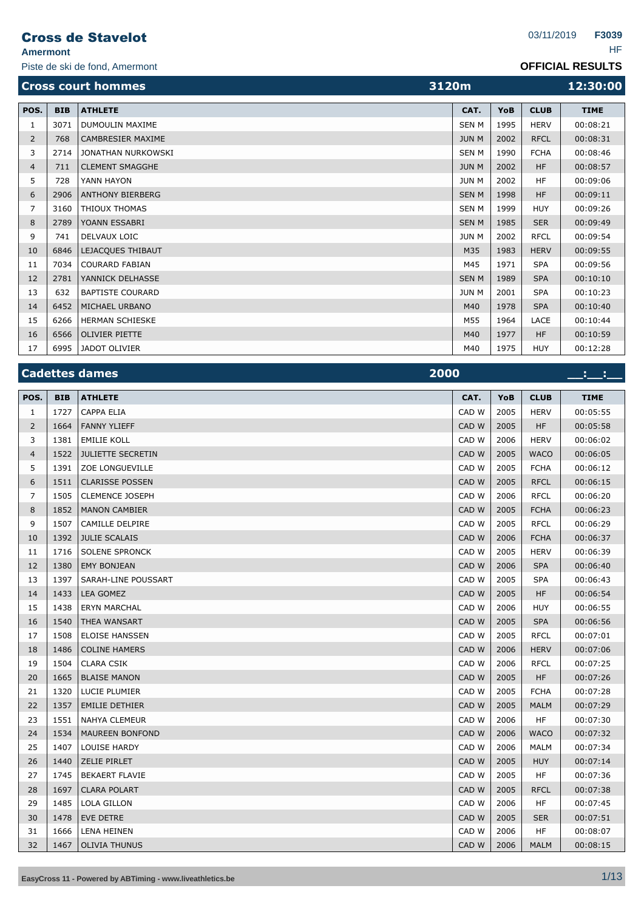# Cross de Stavelot

**Amermont**

Piste de ski de fond, Amermont

03/11/2019 **F3039**

HF

**OFFICIAL RESULTS**

## Cross court hommes — 3120m — 12:30:00

| POS. | BIB | ATHLETE | CAT. | YoB | CLUB | TIME |
|---|---|---|---|---|---|---|
| 1 | 3071 | DUMOULIN MAXIME | SEN M | 1995 | HERV | 00:08:21 |
| 2 | 768 | CAMBRESIER MAXIME | JUN M | 2002 | RFCL | 00:08:31 |
| 3 | 2714 | JONATHAN NURKOWSKI | SEN M | 1990 | FCHA | 00:08:46 |
| 4 | 711 | CLEMENT SMAGGHE | JUN M | 2002 | HF | 00:08:57 |
| 5 | 728 | YANN HAYON | JUN M | 2002 | HF | 00:09:06 |
| 6 | 2906 | ANTHONY BIERBERG | SEN M | 1998 | HF | 00:09:11 |
| 7 | 3160 | THIOUX THOMAS | SEN M | 1999 | HUY | 00:09:26 |
| 8 | 2789 | YOANN ESSABRI | SEN M | 1985 | SER | 00:09:49 |
| 9 | 741 | DELVAUX LOIC | JUN M | 2002 | RFCL | 00:09:54 |
| 10 | 6846 | LEJACQUES THIBAUT | M35 | 1983 | HERV | 00:09:55 |
| 11 | 7034 | COURARD FABIAN | M45 | 1971 | SPA | 00:09:56 |
| 12 | 2781 | YANNICK DELHASSE | SEN M | 1989 | SPA | 00:10:10 |
| 13 | 632 | BAPTISTE COURARD | JUN M | 2001 | SPA | 00:10:23 |
| 14 | 6452 | MICHAEL URBANO | M40 | 1978 | SPA | 00:10:40 |
| 15 | 6266 | HERMAN SCHIESKE | M55 | 1964 | LACE | 00:10:44 |
| 16 | 6566 | OLIVIER PIETTE | M40 | 1977 | HF | 00:10:59 |
| 17 | 6995 | JADOT OLIVIER | M40 | 1975 | HUY | 00:12:28 |

## Cadettes dames — 2000 — __:__:__

| POS. | BIB | ATHLETE | CAT. | YoB | CLUB | TIME |
|---|---|---|---|---|---|---|
| 1 | 1727 | CAPPA ELIA | CAD W | 2005 | HERV | 00:05:55 |
| 2 | 1664 | FANNY YLIEFF | CAD W | 2005 | HF | 00:05:58 |
| 3 | 1381 | EMILIE KOLL | CAD W | 2006 | HERV | 00:06:02 |
| 4 | 1522 | JULIETTE SECRETIN | CAD W | 2005 | WACO | 00:06:05 |
| 5 | 1391 | ZOE LONGUEVILLE | CAD W | 2005 | FCHA | 00:06:12 |
| 6 | 1511 | CLARISSE POSSEN | CAD W | 2005 | RFCL | 00:06:15 |
| 7 | 1505 | CLEMENCE JOSEPH | CAD W | 2006 | RFCL | 00:06:20 |
| 8 | 1852 | MANON CAMBIER | CAD W | 2005 | FCHA | 00:06:23 |
| 9 | 1507 | CAMILLE DELPIRE | CAD W | 2005 | RFCL | 00:06:29 |
| 10 | 1392 | JULIE SCALAIS | CAD W | 2006 | FCHA | 00:06:37 |
| 11 | 1716 | SOLENE SPRONCK | CAD W | 2005 | HERV | 00:06:39 |
| 12 | 1380 | EMY BONJEAN | CAD W | 2006 | SPA | 00:06:40 |
| 13 | 1397 | SARAH-LINE POUSSART | CAD W | 2005 | SPA | 00:06:43 |
| 14 | 1433 | LEA GOMEZ | CAD W | 2005 | HF | 00:06:54 |
| 15 | 1438 | ERYN MARCHAL | CAD W | 2006 | HUY | 00:06:55 |
| 16 | 1540 | THEA WANSART | CAD W | 2005 | SPA | 00:06:56 |
| 17 | 1508 | ELOISE HANSSEN | CAD W | 2005 | RFCL | 00:07:01 |
| 18 | 1486 | COLINE HAMERS | CAD W | 2006 | HERV | 00:07:06 |
| 19 | 1504 | CLARA CSIK | CAD W | 2006 | RFCL | 00:07:25 |
| 20 | 1665 | BLAISE MANON | CAD W | 2005 | HF | 00:07:26 |
| 21 | 1320 | LUCIE PLUMIER | CAD W | 2005 | FCHA | 00:07:28 |
| 22 | 1357 | EMILIE DETHIER | CAD W | 2005 | MALM | 00:07:29 |
| 23 | 1551 | NAHYA CLEMEUR | CAD W | 2006 | HF | 00:07:30 |
| 24 | 1534 | MAUREEN BONFOND | CAD W | 2006 | WACO | 00:07:32 |
| 25 | 1407 | LOUISE HARDY | CAD W | 2006 | MALM | 00:07:34 |
| 26 | 1440 | ZELIE PIRLET | CAD W | 2005 | HUY | 00:07:14 |
| 27 | 1745 | BEKAERT FLAVIE | CAD W | 2005 | HF | 00:07:36 |
| 28 | 1697 | CLARA POLART | CAD W | 2005 | RFCL | 00:07:38 |
| 29 | 1485 | LOLA GILLON | CAD W | 2006 | HF | 00:07:45 |
| 30 | 1478 | EVE DETRE | CAD W | 2005 | SER | 00:07:51 |
| 31 | 1666 | LENA HEINEN | CAD W | 2006 | HF | 00:08:07 |
| 32 | 1467 | OLIVIA THUNUS | CAD W | 2006 | MALM | 00:08:15 |

EasyCross 11 - Powered by ABTiming - www.liveathletics.be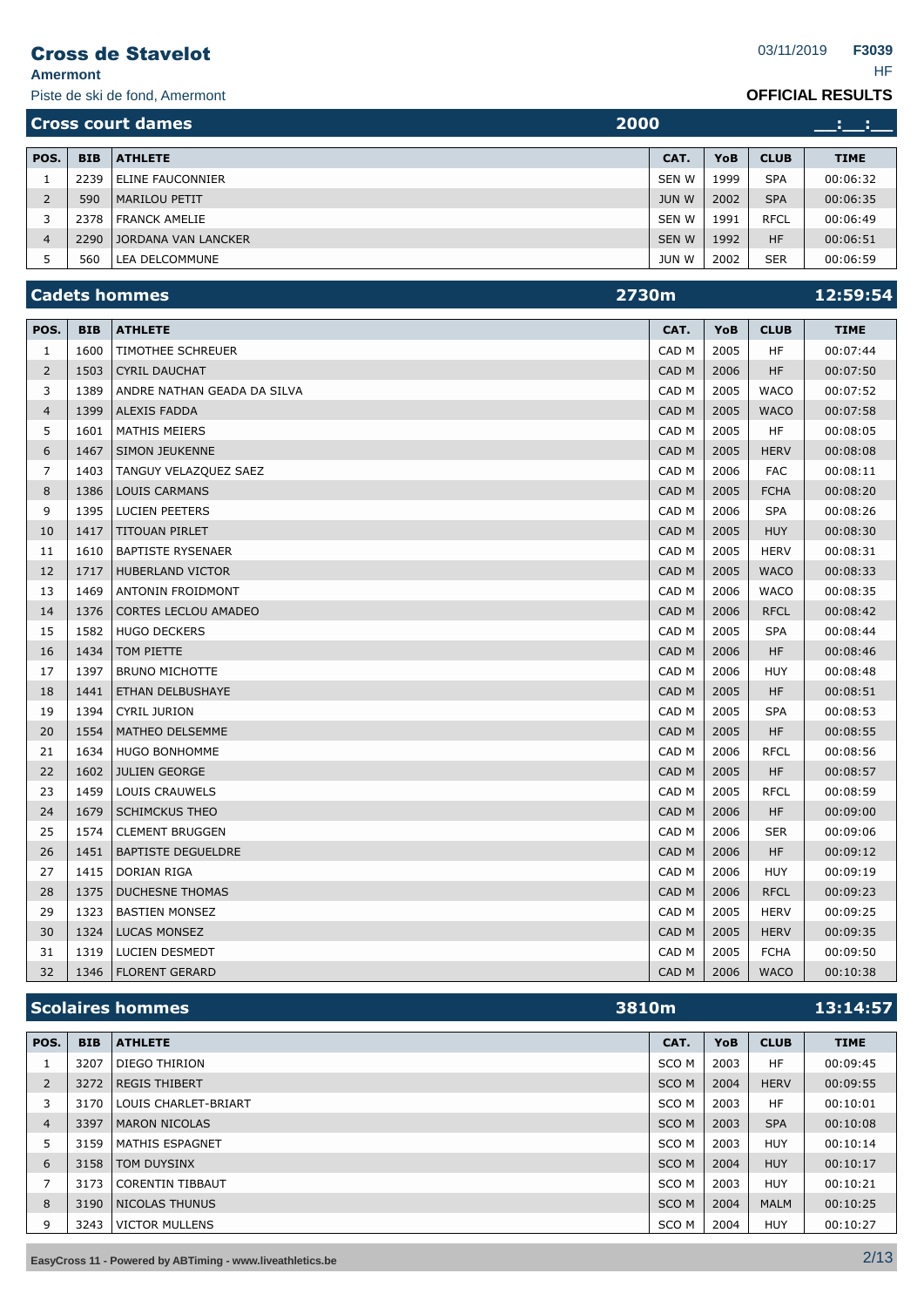# Cross de Stavelot

**Amermont**

Piste de ski de fond, Amermont

03/11/2019 **F3039**

HF

**OFFICIAL RESULTS**

## Cross court dames — 2000 — __:__:__

| POS. | BIB | ATHLETE | CAT. | YoB | CLUB | TIME |
|---|---|---|---|---|---|---|
| 1 | 2239 | ELINE FAUCONNIER | SEN W | 1999 | SPA | 00:06:32 |
| 2 | 590 | MARILOU PETIT | JUN W | 2002 | SPA | 00:06:35 |
| 3 | 2378 | FRANCK AMELIE | SEN W | 1991 | RFCL | 00:06:49 |
| 4 | 2290 | JORDANA VAN LANCKER | SEN W | 1992 | HF | 00:06:51 |
| 5 | 560 | LEA DELCOMMUNE | JUN W | 2002 | SER | 00:06:59 |

## Cadets hommes — 2730m — 12:59:54

| POS. | BIB | ATHLETE | CAT. | YoB | CLUB | TIME |
|---|---|---|---|---|---|---|
| 1 | 1600 | TIMOTHEE SCHREUER | CAD M | 2005 | HF | 00:07:44 |
| 2 | 1503 | CYRIL DAUCHAT | CAD M | 2006 | HF | 00:07:50 |
| 3 | 1389 | ANDRE NATHAN GEADA DA SILVA | CAD M | 2005 | WACO | 00:07:52 |
| 4 | 1399 | ALEXIS FADDA | CAD M | 2005 | WACO | 00:07:58 |
| 5 | 1601 | MATHIS MEIERS | CAD M | 2005 | HF | 00:08:05 |
| 6 | 1467 | SIMON JEUKENNE | CAD M | 2005 | HERV | 00:08:08 |
| 7 | 1403 | TANGUY VELAZQUEZ SAEZ | CAD M | 2006 | FAC | 00:08:11 |
| 8 | 1386 | LOUIS CARMANS | CAD M | 2005 | FCHA | 00:08:20 |
| 9 | 1395 | LUCIEN PEETERS | CAD M | 2006 | SPA | 00:08:26 |
| 10 | 1417 | TITOUAN PIRLET | CAD M | 2005 | HUY | 00:08:30 |
| 11 | 1610 | BAPTISTE RYSENAER | CAD M | 2005 | HERV | 00:08:31 |
| 12 | 1717 | HUBERLAND VICTOR | CAD M | 2005 | WACO | 00:08:33 |
| 13 | 1469 | ANTONIN FROIDMONT | CAD M | 2006 | WACO | 00:08:35 |
| 14 | 1376 | CORTES LECLOU AMADEO | CAD M | 2006 | RFCL | 00:08:42 |
| 15 | 1582 | HUGO DECKERS | CAD M | 2005 | SPA | 00:08:44 |
| 16 | 1434 | TOM PIETTE | CAD M | 2006 | HF | 00:08:46 |
| 17 | 1397 | BRUNO MICHOTTE | CAD M | 2006 | HUY | 00:08:48 |
| 18 | 1441 | ETHAN DELBUSHAYE | CAD M | 2005 | HF | 00:08:51 |
| 19 | 1394 | CYRIL JURION | CAD M | 2005 | SPA | 00:08:53 |
| 20 | 1554 | MATHEO DELSEMME | CAD M | 2005 | HF | 00:08:55 |
| 21 | 1634 | HUGO BONHOMME | CAD M | 2006 | RFCL | 00:08:56 |
| 22 | 1602 | JULIEN GEORGE | CAD M | 2005 | HF | 00:08:57 |
| 23 | 1459 | LOUIS CRAUWELS | CAD M | 2005 | RFCL | 00:08:59 |
| 24 | 1679 | SCHIMCKUS THEO | CAD M | 2006 | HF | 00:09:00 |
| 25 | 1574 | CLEMENT BRUGGEN | CAD M | 2006 | SER | 00:09:06 |
| 26 | 1451 | BAPTISTE DEGUELDRE | CAD M | 2006 | HF | 00:09:12 |
| 27 | 1415 | DORIAN RIGA | CAD M | 2006 | HUY | 00:09:19 |
| 28 | 1375 | DUCHESNE THOMAS | CAD M | 2006 | RFCL | 00:09:23 |
| 29 | 1323 | BASTIEN MONSEZ | CAD M | 2005 | HERV | 00:09:25 |
| 30 | 1324 | LUCAS MONSEZ | CAD M | 2005 | HERV | 00:09:35 |
| 31 | 1319 | LUCIEN DESMEDT | CAD M | 2005 | FCHA | 00:09:50 |
| 32 | 1346 | FLORENT GERARD | CAD M | 2006 | WACO | 00:10:38 |

## Scolaires hommes — 3810m — 13:14:57

| POS. | BIB | ATHLETE | CAT. | YoB | CLUB | TIME |
|---|---|---|---|---|---|---|
| 1 | 3207 | DIEGO THIRION | SCO M | 2003 | HF | 00:09:45 |
| 2 | 3272 | REGIS THIBERT | SCO M | 2004 | HERV | 00:09:55 |
| 3 | 3170 | LOUIS CHARLET-BRIART | SCO M | 2003 | HF | 00:10:01 |
| 4 | 3397 | MARON NICOLAS | SCO M | 2003 | SPA | 00:10:08 |
| 5 | 3159 | MATHIS ESPAGNET | SCO M | 2003 | HUY | 00:10:14 |
| 6 | 3158 | TOM DUYSINX | SCO M | 2004 | HUY | 00:10:17 |
| 7 | 3173 | CORENTIN TIBBAUT | SCO M | 2003 | HUY | 00:10:21 |
| 8 | 3190 | NICOLAS THUNUS | SCO M | 2004 | MALM | 00:10:25 |
| 9 | 3243 | VICTOR MULLENS | SCO M | 2004 | HUY | 00:10:27 |

EasyCross 11 - Powered by ABTiming - www.liveathletics.be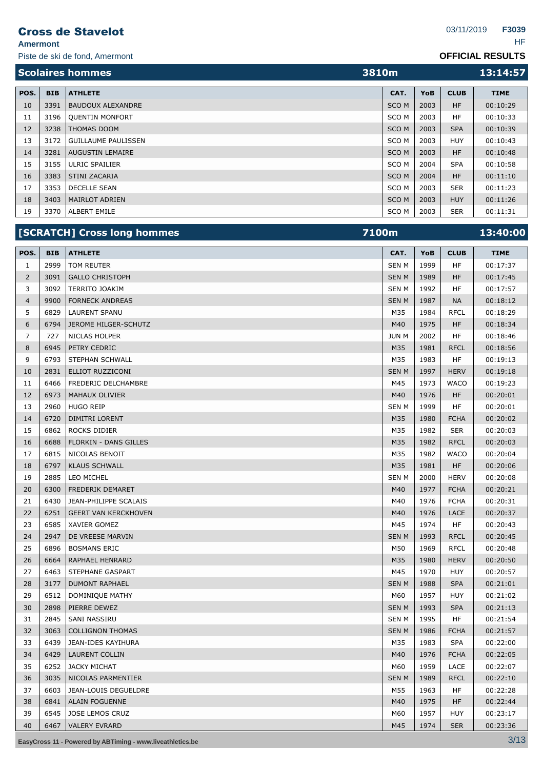# Cross de Stavelot

**Amermont**

Piste de ski de fond, Amermont

03/11/2019 **F3039**

HF

**OFFICIAL RESULTS**

## Scolaires hommes — 3810m — 13:14:57

| POS. | BIB | ATHLETE | CAT. | YoB | CLUB | TIME |
|---|---|---|---|---|---|---|
| 10 | 3391 | BAUDOUX ALEXANDRE | SCO M | 2003 | HF | 00:10:29 |
| 11 | 3196 | QUENTIN MONFORT | SCO M | 2003 | HF | 00:10:33 |
| 12 | 3238 | THOMAS DOOM | SCO M | 2003 | SPA | 00:10:39 |
| 13 | 3172 | GUILLAUME PAULISSEN | SCO M | 2003 | HUY | 00:10:43 |
| 14 | 3281 | AUGUSTIN LEMAIRE | SCO M | 2003 | HF | 00:10:48 |
| 15 | 3155 | ULRIC SPAILIER | SCO M | 2004 | SPA | 00:10:58 |
| 16 | 3383 | STINI ZACARIA | SCO M | 2004 | HF | 00:11:10 |
| 17 | 3353 | DECELLE SEAN | SCO M | 2003 | SER | 00:11:23 |
| 18 | 3403 | MAIRLOT ADRIEN | SCO M | 2003 | HUY | 00:11:26 |
| 19 | 3370 | ALBERT EMILE | SCO M | 2003 | SER | 00:11:31 |

## [SCRATCH] Cross long hommes — 7100m — 13:40:00

| POS. | BIB | ATHLETE | CAT. | YoB | CLUB | TIME |
|---|---|---|---|---|---|---|
| 1 | 2999 | TOM REUTER | SEN M | 1999 | HF | 00:17:37 |
| 2 | 3091 | GALLO CHRISTOPH | SEN M | 1989 | HF | 00:17:45 |
| 3 | 3092 | TERRITO JOAKIM | SEN M | 1992 | HF | 00:17:57 |
| 4 | 9900 | FORNECK ANDREAS | SEN M | 1987 | NA | 00:18:12 |
| 5 | 6829 | LAURENT SPANU | M35 | 1984 | RFCL | 00:18:29 |
| 6 | 6794 | JEROME HILGER-SCHUTZ | M40 | 1975 | HF | 00:18:34 |
| 7 | 727 | NICLAS HOLPER | JUN M | 2002 | HF | 00:18:46 |
| 8 | 6945 | PETRY CEDRIC | M35 | 1981 | RFCL | 00:18:56 |
| 9 | 6793 | STEPHAN SCHWALL | M35 | 1983 | HF | 00:19:13 |
| 10 | 2831 | ELLIOT RUZZICONI | SEN M | 1997 | HERV | 00:19:18 |
| 11 | 6466 | FREDERIC DELCHAMBRE | M45 | 1973 | WACO | 00:19:23 |
| 12 | 6973 | MAHAUX OLIVIER | M40 | 1976 | HF | 00:20:01 |
| 13 | 2960 | HUGO REIP | SEN M | 1999 | HF | 00:20:01 |
| 14 | 6720 | DIMITRI LORENT | M35 | 1980 | FCHA | 00:20:02 |
| 15 | 6862 | ROCKS DIDIER | M35 | 1982 | SER | 00:20:03 |
| 16 | 6688 | FLORKIN - DANS GILLES | M35 | 1982 | RFCL | 00:20:03 |
| 17 | 6815 | NICOLAS BENOIT | M35 | 1982 | WACO | 00:20:04 |
| 18 | 6797 | KLAUS SCHWALL | M35 | 1981 | HF | 00:20:06 |
| 19 | 2885 | LEO MICHEL | SEN M | 2000 | HERV | 00:20:08 |
| 20 | 6300 | FREDERIK DEMARET | M40 | 1977 | FCHA | 00:20:21 |
| 21 | 6430 | JEAN-PHILIPPE SCALAIS | M40 | 1976 | FCHA | 00:20:31 |
| 22 | 6251 | GEERT VAN KERCKHOVEN | M40 | 1976 | LACE | 00:20:37 |
| 23 | 6585 | XAVIER GOMEZ | M45 | 1974 | HF | 00:20:43 |
| 24 | 2947 | DE VREESE MARVIN | SEN M | 1993 | RFCL | 00:20:45 |
| 25 | 6896 | BOSMANS ERIC | M50 | 1969 | RFCL | 00:20:48 |
| 26 | 6664 | RAPHAEL HENRARD | M35 | 1980 | HERV | 00:20:50 |
| 27 | 6463 | STEPHANE GASPART | M45 | 1970 | HUY | 00:20:57 |
| 28 | 3177 | DUMONT RAPHAEL | SEN M | 1988 | SPA | 00:21:01 |
| 29 | 6512 | DOMINIQUE MATHY | M60 | 1957 | HUY | 00:21:02 |
| 30 | 2898 | PIERRE DEWEZ | SEN M | 1993 | SPA | 00:21:13 |
| 31 | 2845 | SANI NASSIRU | SEN M | 1995 | HF | 00:21:54 |
| 32 | 3063 | COLLIGNON THOMAS | SEN M | 1986 | FCHA | 00:21:57 |
| 33 | 6439 | JEAN-IDES KAYIHURA | M35 | 1983 | SPA | 00:22:00 |
| 34 | 6429 | LAURENT COLLIN | M40 | 1976 | FCHA | 00:22:05 |
| 35 | 6252 | JACKY MICHAT | M60 | 1959 | LACE | 00:22:07 |
| 36 | 3035 | NICOLAS PARMENTIER | SEN M | 1989 | RFCL | 00:22:10 |
| 37 | 6603 | JEAN-LOUIS DEGUELDRE | M55 | 1963 | HF | 00:22:28 |
| 38 | 6841 | ALAIN FOGUENNE | M40 | 1975 | HF | 00:22:44 |
| 39 | 6545 | JOSE LEMOS CRUZ | M60 | 1957 | HUY | 00:23:17 |
| 40 | 6467 | VALERY EVRARD | M45 | 1974 | SER | 00:23:36 |

EasyCross 11 - Powered by ABTiming - www.liveathletics.be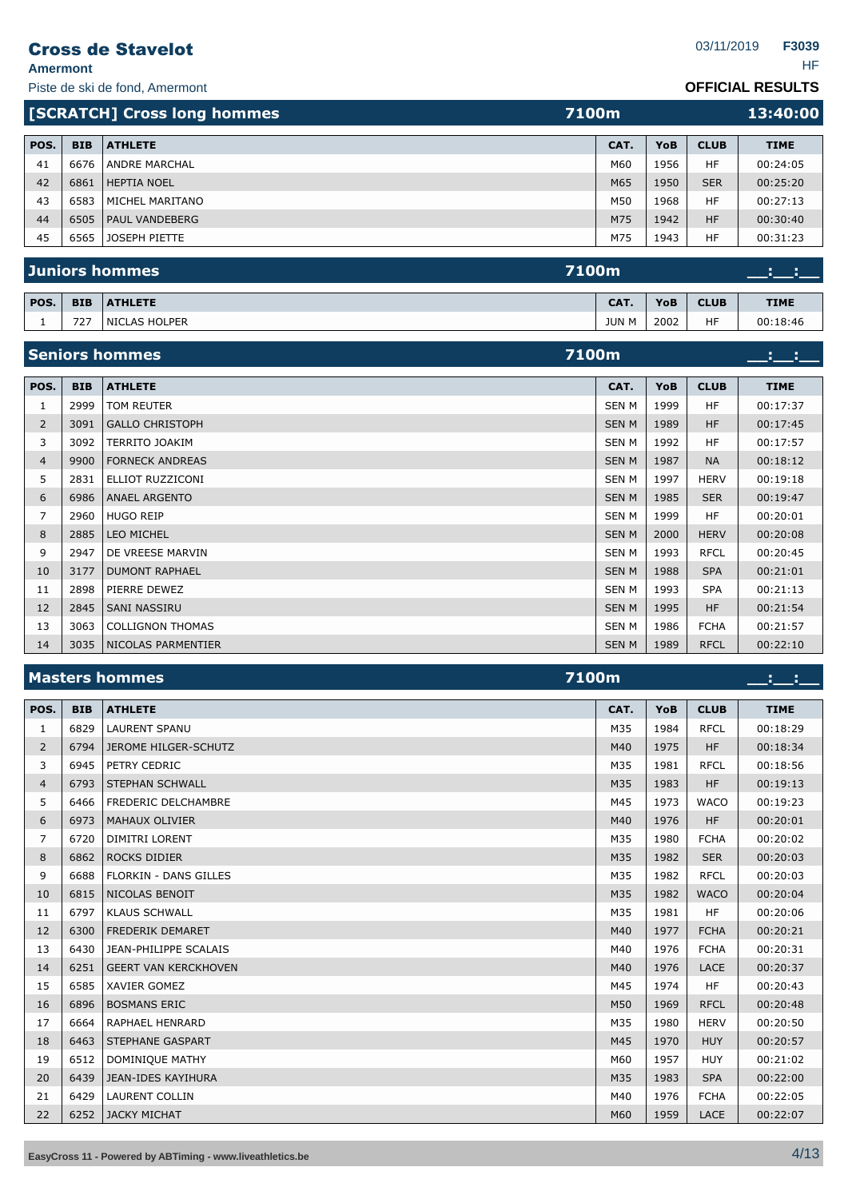# Cross de Stavelot

**Amermont**

Piste de ski de fond, Amermont

03/11/2019 **F3039**

HF

**OFFICIAL RESULTS**

## [SCRATCH] Cross long hommes — 7100m — 13:40:00

| POS. | BIB | ATHLETE | CAT. | YoB | CLUB | TIME |
|---|---|---|---|---|---|---|
| 41 | 6676 | ANDRE MARCHAL | M60 | 1956 | HF | 00:24:05 |
| 42 | 6861 | HEPTIA NOEL | M65 | 1950 | SER | 00:25:20 |
| 43 | 6583 | MICHEL MARITANO | M50 | 1968 | HF | 00:27:13 |
| 44 | 6505 | PAUL VANDEBERG | M75 | 1942 | HF | 00:30:40 |
| 45 | 6565 | JOSEPH PIETTE | M75 | 1943 | HF | 00:31:23 |

## Juniors hommes — 7100m — __:__:__

| POS. | BIB | ATHLETE | CAT. | YoB | CLUB | TIME |
|---|---|---|---|---|---|---|
| 1 | 727 | NICLAS HOLPER | JUN M | 2002 | HF | 00:18:46 |

## Seniors hommes — 7100m — __:__:__

| POS. | BIB | ATHLETE | CAT. | YoB | CLUB | TIME |
|---|---|---|---|---|---|---|
| 1 | 2999 | TOM REUTER | SEN M | 1999 | HF | 00:17:37 |
| 2 | 3091 | GALLO CHRISTOPH | SEN M | 1989 | HF | 00:17:45 |
| 3 | 3092 | TERRITO JOAKIM | SEN M | 1992 | HF | 00:17:57 |
| 4 | 9900 | FORNECK ANDREAS | SEN M | 1987 | NA | 00:18:12 |
| 5 | 2831 | ELLIOT RUZZICONI | SEN M | 1997 | HERV | 00:19:18 |
| 6 | 6986 | ANAEL ARGENTO | SEN M | 1985 | SER | 00:19:47 |
| 7 | 2960 | HUGO REIP | SEN M | 1999 | HF | 00:20:01 |
| 8 | 2885 | LEO MICHEL | SEN M | 2000 | HERV | 00:20:08 |
| 9 | 2947 | DE VREESE MARVIN | SEN M | 1993 | RFCL | 00:20:45 |
| 10 | 3177 | DUMONT RAPHAEL | SEN M | 1988 | SPA | 00:21:01 |
| 11 | 2898 | PIERRE DEWEZ | SEN M | 1993 | SPA | 00:21:13 |
| 12 | 2845 | SANI NASSIRU | SEN M | 1995 | HF | 00:21:54 |
| 13 | 3063 | COLLIGNON THOMAS | SEN M | 1986 | FCHA | 00:21:57 |
| 14 | 3035 | NICOLAS PARMENTIER | SEN M | 1989 | RFCL | 00:22:10 |

## Masters hommes — 7100m — __:__:__

| POS. | BIB | ATHLETE | CAT. | YoB | CLUB | TIME |
|---|---|---|---|---|---|---|
| 1 | 6829 | LAURENT SPANU | M35 | 1984 | RFCL | 00:18:29 |
| 2 | 6794 | JEROME HILGER-SCHUTZ | M40 | 1975 | HF | 00:18:34 |
| 3 | 6945 | PETRY CEDRIC | M35 | 1981 | RFCL | 00:18:56 |
| 4 | 6793 | STEPHAN SCHWALL | M35 | 1983 | HF | 00:19:13 |
| 5 | 6466 | FREDERIC DELCHAMBRE | M45 | 1973 | WACO | 00:19:23 |
| 6 | 6973 | MAHAUX OLIVIER | M40 | 1976 | HF | 00:20:01 |
| 7 | 6720 | DIMITRI LORENT | M35 | 1980 | FCHA | 00:20:02 |
| 8 | 6862 | ROCKS DIDIER | M35 | 1982 | SER | 00:20:03 |
| 9 | 6688 | FLORKIN - DANS GILLES | M35 | 1982 | RFCL | 00:20:03 |
| 10 | 6815 | NICOLAS BENOIT | M35 | 1982 | WACO | 00:20:04 |
| 11 | 6797 | KLAUS SCHWALL | M35 | 1981 | HF | 00:20:06 |
| 12 | 6300 | FREDERIK DEMARET | M40 | 1977 | FCHA | 00:20:21 |
| 13 | 6430 | JEAN-PHILIPPE SCALAIS | M40 | 1976 | FCHA | 00:20:31 |
| 14 | 6251 | GEERT VAN KERCKHOVEN | M40 | 1976 | LACE | 00:20:37 |
| 15 | 6585 | XAVIER GOMEZ | M45 | 1974 | HF | 00:20:43 |
| 16 | 6896 | BOSMANS ERIC | M50 | 1969 | RFCL | 00:20:48 |
| 17 | 6664 | RAPHAEL HENRARD | M35 | 1980 | HERV | 00:20:50 |
| 18 | 6463 | STEPHANE GASPART | M45 | 1970 | HUY | 00:20:57 |
| 19 | 6512 | DOMINIQUE MATHY | M60 | 1957 | HUY | 00:21:02 |
| 20 | 6439 | JEAN-IDES KAYIHURA | M35 | 1983 | SPA | 00:22:00 |
| 21 | 6429 | LAURENT COLLIN | M40 | 1976 | FCHA | 00:22:05 |
| 22 | 6252 | JACKY MICHAT | M60 | 1959 | LACE | 00:22:07 |

EasyCross 11 - Powered by ABTiming - www.liveathletics.be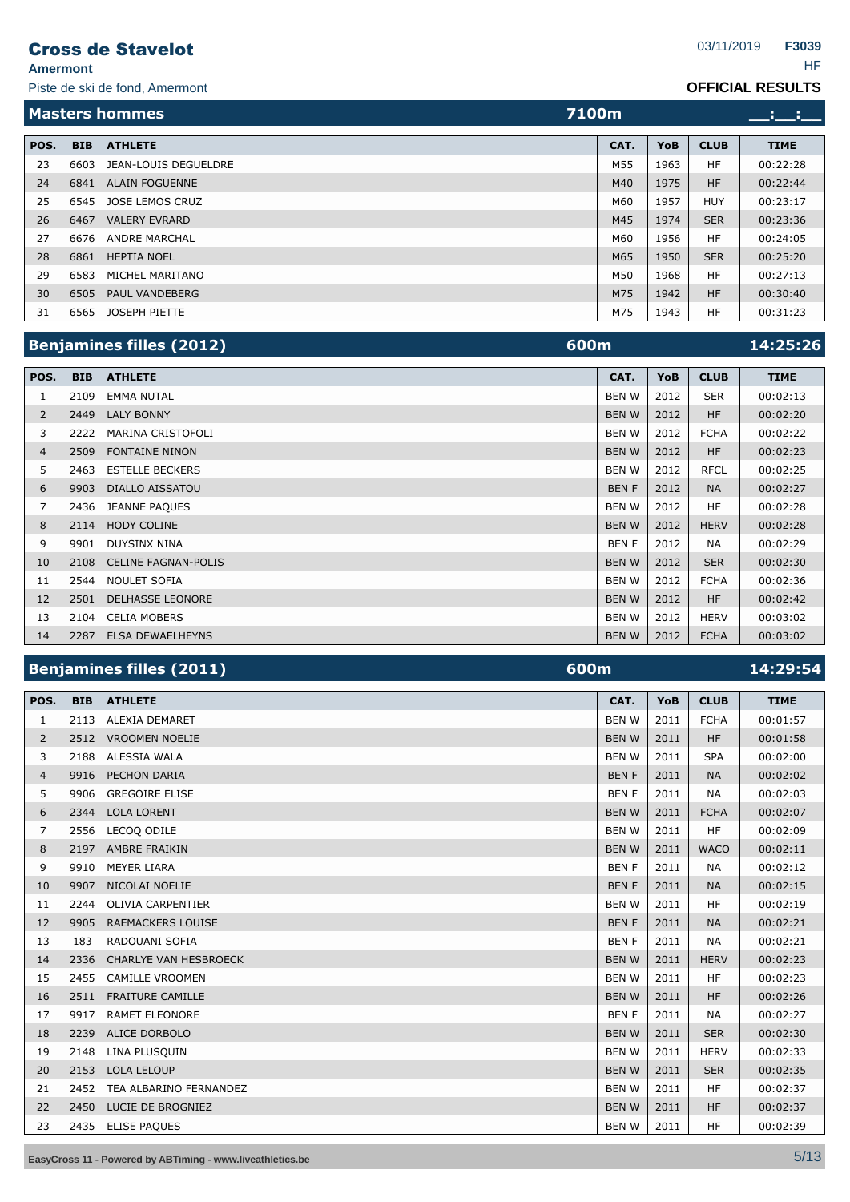# Cross de Stavelot

**Amermont**

Piste de ski de fond, Amermont

03/11/2019 **F3039**

HF

**OFFICIAL RESULTS**

## Masters hommes — 7100m — __:__:__

| POS. | BIB | ATHLETE | CAT. | YoB | CLUB | TIME |
|---|---|---|---|---|---|---|
| 23 | 6603 | JEAN-LOUIS DEGUELDRE | M55 | 1963 | HF | 00:22:28 |
| 24 | 6841 | ALAIN FOGUENNE | M40 | 1975 | HF | 00:22:44 |
| 25 | 6545 | JOSE LEMOS CRUZ | M60 | 1957 | HUY | 00:23:17 |
| 26 | 6467 | VALERY EVRARD | M45 | 1974 | SER | 00:23:36 |
| 27 | 6676 | ANDRE MARCHAL | M60 | 1956 | HF | 00:24:05 |
| 28 | 6861 | HEPTIA NOEL | M65 | 1950 | SER | 00:25:20 |
| 29 | 6583 | MICHEL MARITANO | M50 | 1968 | HF | 00:27:13 |
| 30 | 6505 | PAUL VANDEBERG | M75 | 1942 | HF | 00:30:40 |
| 31 | 6565 | JOSEPH PIETTE | M75 | 1943 | HF | 00:31:23 |

## Benjamines filles (2012) — 600m — 14:25:26

| POS. | BIB | ATHLETE | CAT. | YoB | CLUB | TIME |
|---|---|---|---|---|---|---|
| 1 | 2109 | EMMA NUTAL | BEN W | 2012 | SER | 00:02:13 |
| 2 | 2449 | LALY BONNY | BEN W | 2012 | HF | 00:02:20 |
| 3 | 2222 | MARINA CRISTOFOLI | BEN W | 2012 | FCHA | 00:02:22 |
| 4 | 2509 | FONTAINE NINON | BEN W | 2012 | HF | 00:02:23 |
| 5 | 2463 | ESTELLE BECKERS | BEN W | 2012 | RFCL | 00:02:25 |
| 6 | 9903 | DIALLO AISSATOU | BEN F | 2012 | NA | 00:02:27 |
| 7 | 2436 | JEANNE PAQUES | BEN W | 2012 | HF | 00:02:28 |
| 8 | 2114 | HODY COLINE | BEN W | 2012 | HERV | 00:02:28 |
| 9 | 9901 | DUYSINX NINA | BEN F | 2012 | NA | 00:02:29 |
| 10 | 2108 | CELINE FAGNAN-POLIS | BEN W | 2012 | SER | 00:02:30 |
| 11 | 2544 | NOULET SOFIA | BEN W | 2012 | FCHA | 00:02:36 |
| 12 | 2501 | DELHASSE LEONORE | BEN W | 2012 | HF | 00:02:42 |
| 13 | 2104 | CELIA MOBERS | BEN W | 2012 | HERV | 00:03:02 |
| 14 | 2287 | ELSA DEWAELHEYNS | BEN W | 2012 | FCHA | 00:03:02 |

## Benjamines filles (2011) — 600m — 14:29:54

| POS. | BIB | ATHLETE | CAT. | YoB | CLUB | TIME |
|---|---|---|---|---|---|---|
| 1 | 2113 | ALEXIA DEMARET | BEN W | 2011 | FCHA | 00:01:57 |
| 2 | 2512 | VROOMEN NOELIE | BEN W | 2011 | HF | 00:01:58 |
| 3 | 2188 | ALESSIA WALA | BEN W | 2011 | SPA | 00:02:00 |
| 4 | 9916 | PECHON DARIA | BEN F | 2011 | NA | 00:02:02 |
| 5 | 9906 | GREGOIRE ELISE | BEN F | 2011 | NA | 00:02:03 |
| 6 | 2344 | LOLA LORENT | BEN W | 2011 | FCHA | 00:02:07 |
| 7 | 2556 | LECOQ ODILE | BEN W | 2011 | HF | 00:02:09 |
| 8 | 2197 | AMBRE FRAIKIN | BEN W | 2011 | WACO | 00:02:11 |
| 9 | 9910 | MEYER LIARA | BEN F | 2011 | NA | 00:02:12 |
| 10 | 9907 | NICOLAI NOELIE | BEN F | 2011 | NA | 00:02:15 |
| 11 | 2244 | OLIVIA CARPENTIER | BEN W | 2011 | HF | 00:02:19 |
| 12 | 9905 | RAEMACKERS LOUISE | BEN F | 2011 | NA | 00:02:21 |
| 13 | 183 | RADOUANI SOFIA | BEN F | 2011 | NA | 00:02:21 |
| 14 | 2336 | CHARLYE VAN HESBROECK | BEN W | 2011 | HERV | 00:02:23 |
| 15 | 2455 | CAMILLE VROOMEN | BEN W | 2011 | HF | 00:02:23 |
| 16 | 2511 | FRAITURE CAMILLE | BEN W | 2011 | HF | 00:02:26 |
| 17 | 9917 | RAMET ELEONORE | BEN F | 2011 | NA | 00:02:27 |
| 18 | 2239 | ALICE DORBOLO | BEN W | 2011 | SER | 00:02:30 |
| 19 | 2148 | LINA PLUSQUIN | BEN W | 2011 | HERV | 00:02:33 |
| 20 | 2153 | LOLA LELOUP | BEN W | 2011 | SER | 00:02:35 |
| 21 | 2452 | TEA ALBARINO FERNANDEZ | BEN W | 2011 | HF | 00:02:37 |
| 22 | 2450 | LUCIE DE BROGNIEZ | BEN W | 2011 | HF | 00:02:37 |
| 23 | 2435 | ELISE PAQUES | BEN W | 2011 | HF | 00:02:39 |

EasyCross 11 - Powered by ABTiming - www.liveathletics.be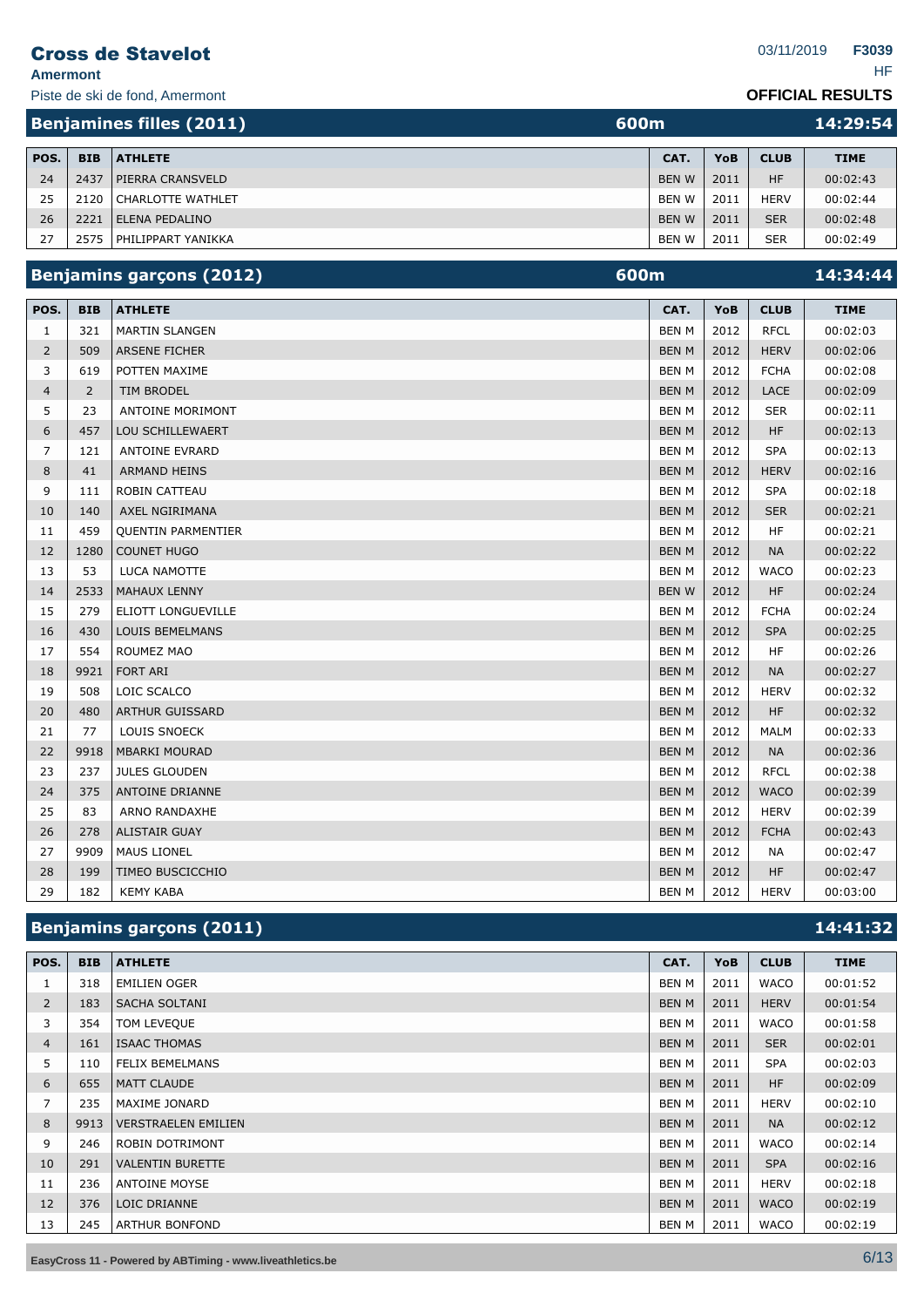# Cross de Stavelot

**Amermont**

Piste de ski de fond, Amermont

03/11/2019 **F3039**

HF

**OFFICIAL RESULTS**

## Benjamines filles (2011) — 600m — 14:29:54

| POS. | BIB | ATHLETE | CAT. | YoB | CLUB | TIME |
|---|---|---|---|---|---|---|
| 24 | 2437 | PIERRA CRANSVELD | BEN W | 2011 | HF | 00:02:43 |
| 25 | 2120 | CHARLOTTE WATHLET | BEN W | 2011 | HERV | 00:02:44 |
| 26 | 2221 | ELENA PEDALINO | BEN W | 2011 | SER | 00:02:48 |
| 27 | 2575 | PHILIPPART YANIKKA | BEN W | 2011 | SER | 00:02:49 |

## Benjamins garçons (2012) — 600m — 14:34:44

| POS. | BIB | ATHLETE | CAT. | YoB | CLUB | TIME |
|---|---|---|---|---|---|---|
| 1 | 321 | MARTIN SLANGEN | BEN M | 2012 | RFCL | 00:02:03 |
| 2 | 509 | ARSENE FICHER | BEN M | 2012 | HERV | 00:02:06 |
| 3 | 619 | POTTEN MAXIME | BEN M | 2012 | FCHA | 00:02:08 |
| 4 | 2 | TIM BRODEL | BEN M | 2012 | LACE | 00:02:09 |
| 5 | 23 | ANTOINE MORIMONT | BEN M | 2012 | SER | 00:02:11 |
| 6 | 457 | LOU SCHILLEWAERT | BEN M | 2012 | HF | 00:02:13 |
| 7 | 121 | ANTOINE EVRARD | BEN M | 2012 | SPA | 00:02:13 |
| 8 | 41 | ARMAND HEINS | BEN M | 2012 | HERV | 00:02:16 |
| 9 | 111 | ROBIN CATTEAU | BEN M | 2012 | SPA | 00:02:18 |
| 10 | 140 | AXEL NGIRIMANA | BEN M | 2012 | SER | 00:02:21 |
| 11 | 459 | QUENTIN PARMENTIER | BEN M | 2012 | HF | 00:02:21 |
| 12 | 1280 | COUNET HUGO | BEN M | 2012 | NA | 00:02:22 |
| 13 | 53 | LUCA NAMOTTE | BEN M | 2012 | WACO | 00:02:23 |
| 14 | 2533 | MAHAUX LENNY | BEN W | 2012 | HF | 00:02:24 |
| 15 | 279 | ELIOTT LONGUEVILLE | BEN M | 2012 | FCHA | 00:02:24 |
| 16 | 430 | LOUIS BEMELMANS | BEN M | 2012 | SPA | 00:02:25 |
| 17 | 554 | ROUMEZ MAO | BEN M | 2012 | HF | 00:02:26 |
| 18 | 9921 | FORT ARI | BEN M | 2012 | NA | 00:02:27 |
| 19 | 508 | LOIC SCALCO | BEN M | 2012 | HERV | 00:02:32 |
| 20 | 480 | ARTHUR GUISSARD | BEN M | 2012 | HF | 00:02:32 |
| 21 | 77 | LOUIS SNOECK | BEN M | 2012 | MALM | 00:02:33 |
| 22 | 9918 | MBARKI MOURAD | BEN M | 2012 | NA | 00:02:36 |
| 23 | 237 | JULES GLOUDEN | BEN M | 2012 | RFCL | 00:02:38 |
| 24 | 375 | ANTOINE DRIANNE | BEN M | 2012 | WACO | 00:02:39 |
| 25 | 83 | ARNO RANDAXHE | BEN M | 2012 | HERV | 00:02:39 |
| 26 | 278 | ALISTAIR GUAY | BEN M | 2012 | FCHA | 00:02:43 |
| 27 | 9909 | MAUS LIONEL | BEN M | 2012 | NA | 00:02:47 |
| 28 | 199 | TIMEO BUSCICCHIO | BEN M | 2012 | HF | 00:02:47 |
| 29 | 182 | KEMY KABA | BEN M | 2012 | HERV | 00:03:00 |

## Benjamins garçons (2011) — 14:41:32

| POS. | BIB | ATHLETE | CAT. | YoB | CLUB | TIME |
|---|---|---|---|---|---|---|
| 1 | 318 | EMILIEN OGER | BEN M | 2011 | WACO | 00:01:52 |
| 2 | 183 | SACHA SOLTANI | BEN M | 2011 | HERV | 00:01:54 |
| 3 | 354 | TOM LEVEQUE | BEN M | 2011 | WACO | 00:01:58 |
| 4 | 161 | ISAAC THOMAS | BEN M | 2011 | SER | 00:02:01 |
| 5 | 110 | FELIX BEMELMANS | BEN M | 2011 | SPA | 00:02:03 |
| 6 | 655 | MATT CLAUDE | BEN M | 2011 | HF | 00:02:09 |
| 7 | 235 | MAXIME JONARD | BEN M | 2011 | HERV | 00:02:10 |
| 8 | 9913 | VERSTRAELEN EMILIEN | BEN M | 2011 | NA | 00:02:12 |
| 9 | 246 | ROBIN DOTRIMONT | BEN M | 2011 | WACO | 00:02:14 |
| 10 | 291 | VALENTIN BURETTE | BEN M | 2011 | SPA | 00:02:16 |
| 11 | 236 | ANTOINE MOYSE | BEN M | 2011 | HERV | 00:02:18 |
| 12 | 376 | LOIC DRIANNE | BEN M | 2011 | WACO | 00:02:19 |
| 13 | 245 | ARTHUR BONFOND | BEN M | 2011 | WACO | 00:02:19 |

EasyCross 11 - Powered by ABTiming - www.liveathletics.be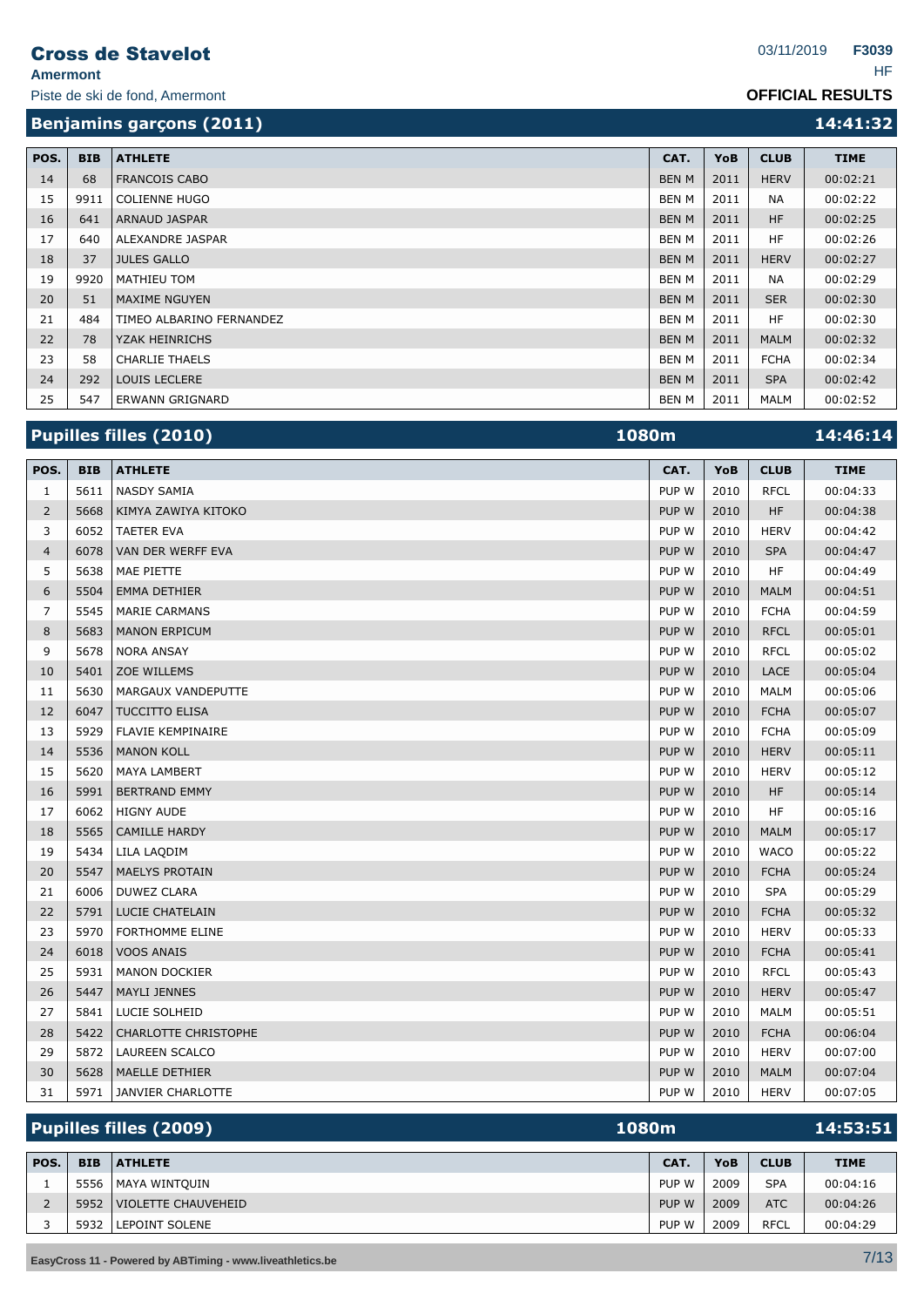## Benjamins garçons (2011) — 14:41:32

| POS. | BIB | ATHLETE | CAT. | YoB | CLUB | TIME |
|---|---|---|---|---|---|---|
| 14 | 68 | FRANCOIS CABO | BEN M | 2011 | HERV | 00:02:21 |
| 15 | 9911 | COLIENNE HUGO | BEN M | 2011 | NA | 00:02:22 |
| 16 | 641 | ARNAUD JASPAR | BEN M | 2011 | HF | 00:02:25 |
| 17 | 640 | ALEXANDRE JASPAR | BEN M | 2011 | HF | 00:02:26 |
| 18 | 37 | JULES GALLO | BEN M | 2011 | HERV | 00:02:27 |
| 19 | 9920 | MATHIEU TOM | BEN M | 2011 | NA | 00:02:29 |
| 20 | 51 | MAXIME NGUYEN | BEN M | 2011 | SER | 00:02:30 |
| 21 | 484 | TIMEO ALBARINO FERNANDEZ | BEN M | 2011 | HF | 00:02:30 |
| 22 | 78 | YZAK HEINRICHS | BEN M | 2011 | MALM | 00:02:32 |
| 23 | 58 | CHARLIE THAELS | BEN M | 2011 | FCHA | 00:02:34 |
| 24 | 292 | LOUIS LECLERE | BEN M | 2011 | SPA | 00:02:42 |
| 25 | 547 | ERWANN GRIGNARD | BEN M | 2011 | MALM | 00:02:52 |

## Pupilles filles (2010) — 1080m — 14:46:14

| POS. | BIB | ATHLETE | CAT. | YoB | CLUB | TIME |
|---|---|---|---|---|---|---|
| 1 | 5611 | NASDY SAMIA | PUP W | 2010 | RFCL | 00:04:33 |
| 2 | 5668 | KIMYA ZAWIYA KITOKO | PUP W | 2010 | HF | 00:04:38 |
| 3 | 6052 | TAETER EVA | PUP W | 2010 | HERV | 00:04:42 |
| 4 | 6078 | VAN DER WERFF EVA | PUP W | 2010 | SPA | 00:04:47 |
| 5 | 5638 | MAE PIETTE | PUP W | 2010 | HF | 00:04:49 |
| 6 | 5504 | EMMA DETHIER | PUP W | 2010 | MALM | 00:04:51 |
| 7 | 5545 | MARIE CARMANS | PUP W | 2010 | FCHA | 00:04:59 |
| 8 | 5683 | MANON ERPICUM | PUP W | 2010 | RFCL | 00:05:01 |
| 9 | 5678 | NORA ANSAY | PUP W | 2010 | RFCL | 00:05:02 |
| 10 | 5401 | ZOE WILLEMS | PUP W | 2010 | LACE | 00:05:04 |
| 11 | 5630 | MARGAUX VANDEPUTTE | PUP W | 2010 | MALM | 00:05:06 |
| 12 | 6047 | TUCCITTO ELISA | PUP W | 2010 | FCHA | 00:05:07 |
| 13 | 5929 | FLAVIE KEMPINAIRE | PUP W | 2010 | FCHA | 00:05:09 |
| 14 | 5536 | MANON KOLL | PUP W | 2010 | HERV | 00:05:11 |
| 15 | 5620 | MAYA LAMBERT | PUP W | 2010 | HERV | 00:05:12 |
| 16 | 5991 | BERTRAND EMMY | PUP W | 2010 | HF | 00:05:14 |
| 17 | 6062 | HIGNY AUDE | PUP W | 2010 | HF | 00:05:16 |
| 18 | 5565 | CAMILLE HARDY | PUP W | 2010 | MALM | 00:05:17 |
| 19 | 5434 | LILA LAQDIM | PUP W | 2010 | WACO | 00:05:22 |
| 20 | 5547 | MAELYS PROTAIN | PUP W | 2010 | FCHA | 00:05:24 |
| 21 | 6006 | DUWEZ CLARA | PUP W | 2010 | SPA | 00:05:29 |
| 22 | 5791 | LUCIE CHATELAIN | PUP W | 2010 | FCHA | 00:05:32 |
| 23 | 5970 | FORTHOMME ELINE | PUP W | 2010 | HERV | 00:05:33 |
| 24 | 6018 | VOOS ANAIS | PUP W | 2010 | FCHA | 00:05:41 |
| 25 | 5931 | MANON DOCKIER | PUP W | 2010 | RFCL | 00:05:43 |
| 26 | 5447 | MAYLI JENNES | PUP W | 2010 | HERV | 00:05:47 |
| 27 | 5841 | LUCIE SOLHEID | PUP W | 2010 | MALM | 00:05:51 |
| 28 | 5422 | CHARLOTTE CHRISTOPHE | PUP W | 2010 | FCHA | 00:06:04 |
| 29 | 5872 | LAUREEN SCALCO | PUP W | 2010 | HERV | 00:07:00 |
| 30 | 5628 | MAELLE DETHIER | PUP W | 2010 | MALM | 00:07:04 |
| 31 | 5971 | JANVIER CHARLOTTE | PUP W | 2010 | HERV | 00:07:05 |

## Pupilles filles (2009) — 1080m — 14:53:51

| POS. | BIB | ATHLETE | CAT. | YoB | CLUB | TIME |
|---|---|---|---|---|---|---|
| 1 | 5556 | MAYA WINTQUIN | PUP W | 2009 | SPA | 00:04:16 |
| 2 | 5952 | VIOLETTE CHAUVEHEID | PUP W | 2009 | ATC | 00:04:26 |
| 3 | 5932 | LEPOINT SOLENE | PUP W | 2009 | RFCL | 00:04:29 |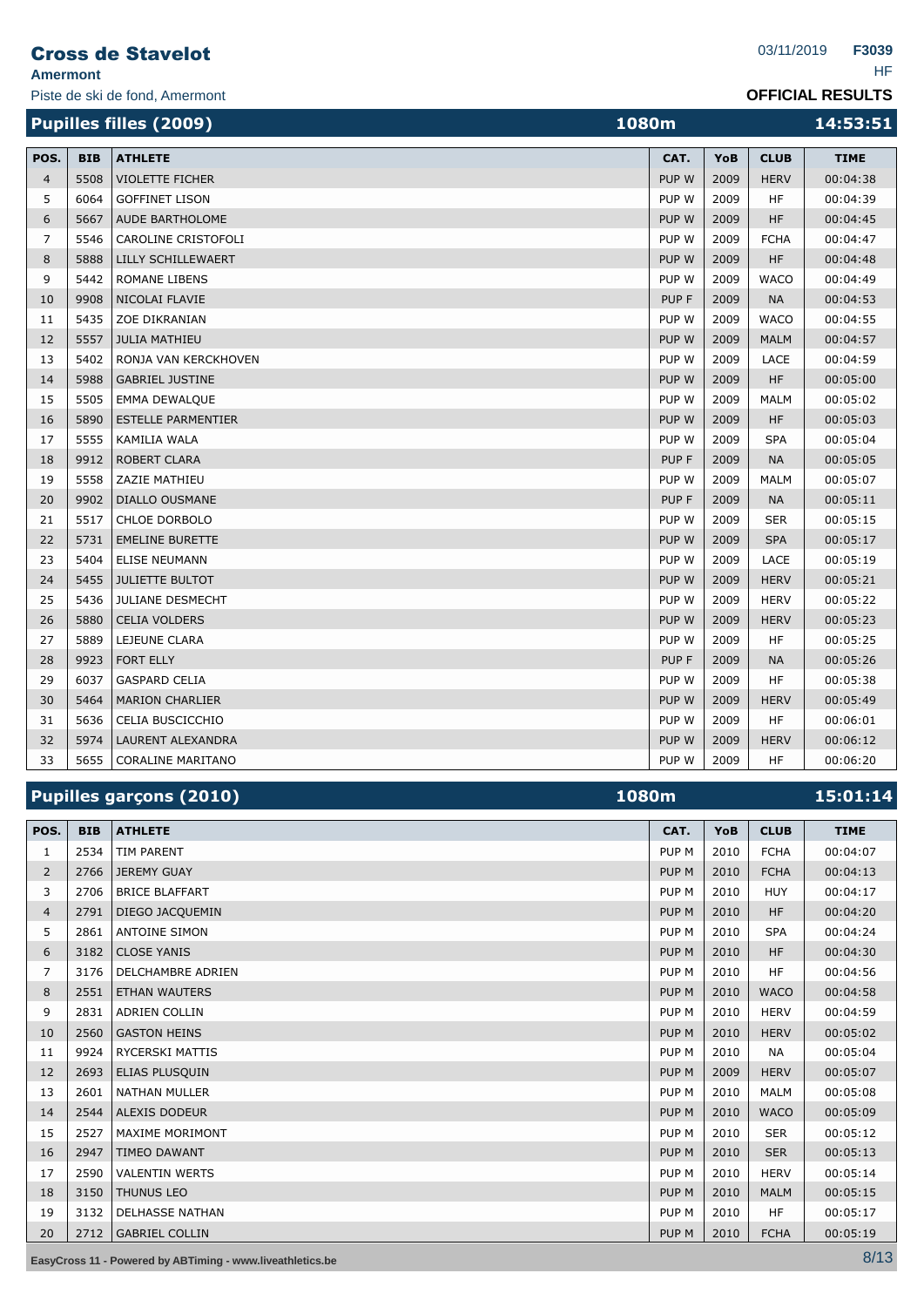# Cross de Stavelot

**Amermont**

Piste de ski de fond, Amermont

03/11/2019 **F3039**

HF

**OFFICIAL RESULTS**

## Pupilles filles (2009) — 1080m — 14:53:51

| POS. | BIB | ATHLETE | CAT. | YoB | CLUB | TIME |
|---|---|---|---|---|---|---|
| 4 | 5508 | VIOLETTE FICHER | PUP W | 2009 | HERV | 00:04:38 |
| 5 | 6064 | GOFFINET LISON | PUP W | 2009 | HF | 00:04:39 |
| 6 | 5667 | AUDE BARTHOLOME | PUP W | 2009 | HF | 00:04:45 |
| 7 | 5546 | CAROLINE CRISTOFOLI | PUP W | 2009 | FCHA | 00:04:47 |
| 8 | 5888 | LILLY SCHILLEWAERT | PUP W | 2009 | HF | 00:04:48 |
| 9 | 5442 | ROMANE LIBENS | PUP W | 2009 | WACO | 00:04:49 |
| 10 | 9908 | NICOLAI FLAVIE | PUP F | 2009 | NA | 00:04:53 |
| 11 | 5435 | ZOE DIKRANIAN | PUP W | 2009 | WACO | 00:04:55 |
| 12 | 5557 | JULIA MATHIEU | PUP W | 2009 | MALM | 00:04:57 |
| 13 | 5402 | RONJA VAN KERCKHOVEN | PUP W | 2009 | LACE | 00:04:59 |
| 14 | 5988 | GABRIEL JUSTINE | PUP W | 2009 | HF | 00:05:00 |
| 15 | 5505 | EMMA DEWALQUE | PUP W | 2009 | MALM | 00:05:02 |
| 16 | 5890 | ESTELLE PARMENTIER | PUP W | 2009 | HF | 00:05:03 |
| 17 | 5555 | KAMILIA WALA | PUP W | 2009 | SPA | 00:05:04 |
| 18 | 9912 | ROBERT CLARA | PUP F | 2009 | NA | 00:05:05 |
| 19 | 5558 | ZAZIE MATHIEU | PUP W | 2009 | MALM | 00:05:07 |
| 20 | 9902 | DIALLO OUSMANE | PUP F | 2009 | NA | 00:05:11 |
| 21 | 5517 | CHLOE DORBOLO | PUP W | 2009 | SER | 00:05:15 |
| 22 | 5731 | EMELINE BURETTE | PUP W | 2009 | SPA | 00:05:17 |
| 23 | 5404 | ELISE NEUMANN | PUP W | 2009 | LACE | 00:05:19 |
| 24 | 5455 | JULIETTE BULTOT | PUP W | 2009 | HERV | 00:05:21 |
| 25 | 5436 | JULIANE DESMECHT | PUP W | 2009 | HERV | 00:05:22 |
| 26 | 5880 | CELIA VOLDERS | PUP W | 2009 | HERV | 00:05:23 |
| 27 | 5889 | LEJEUNE CLARA | PUP W | 2009 | HF | 00:05:25 |
| 28 | 9923 | FORT ELLY | PUP F | 2009 | NA | 00:05:26 |
| 29 | 6037 | GASPARD CELIA | PUP W | 2009 | HF | 00:05:38 |
| 30 | 5464 | MARION CHARLIER | PUP W | 2009 | HERV | 00:05:49 |
| 31 | 5636 | CELIA BUSCICCHIO | PUP W | 2009 | HF | 00:06:01 |
| 32 | 5974 | LAURENT ALEXANDRA | PUP W | 2009 | HERV | 00:06:12 |
| 33 | 5655 | CORALINE MARITANO | PUP W | 2009 | HF | 00:06:20 |

## Pupilles garçons (2010) — 1080m — 15:01:14

| POS. | BIB | ATHLETE | CAT. | YoB | CLUB | TIME |
|---|---|---|---|---|---|---|
| 1 | 2534 | TIM PARENT | PUP M | 2010 | FCHA | 00:04:07 |
| 2 | 2766 | JEREMY GUAY | PUP M | 2010 | FCHA | 00:04:13 |
| 3 | 2706 | BRICE BLAFFART | PUP M | 2010 | HUY | 00:04:17 |
| 4 | 2791 | DIEGO JACQUEMIN | PUP M | 2010 | HF | 00:04:20 |
| 5 | 2861 | ANTOINE SIMON | PUP M | 2010 | SPA | 00:04:24 |
| 6 | 3182 | CLOSE YANIS | PUP M | 2010 | HF | 00:04:30 |
| 7 | 3176 | DELCHAMBRE ADRIEN | PUP M | 2010 | HF | 00:04:56 |
| 8 | 2551 | ETHAN WAUTERS | PUP M | 2010 | WACO | 00:04:58 |
| 9 | 2831 | ADRIEN COLLIN | PUP M | 2010 | HERV | 00:04:59 |
| 10 | 2560 | GASTON HEINS | PUP M | 2010 | HERV | 00:05:02 |
| 11 | 9924 | RYCERSKI MATTIS | PUP M | 2010 | NA | 00:05:04 |
| 12 | 2693 | ELIAS PLUSQUIN | PUP M | 2009 | HERV | 00:05:07 |
| 13 | 2601 | NATHAN MULLER | PUP M | 2010 | MALM | 00:05:08 |
| 14 | 2544 | ALEXIS DODEUR | PUP M | 2010 | WACO | 00:05:09 |
| 15 | 2527 | MAXIME MORIMONT | PUP M | 2010 | SER | 00:05:12 |
| 16 | 2947 | TIMEO DAWANT | PUP M | 2010 | SER | 00:05:13 |
| 17 | 2590 | VALENTIN WERTS | PUP M | 2010 | HERV | 00:05:14 |
| 18 | 3150 | THUNUS LEO | PUP M | 2010 | MALM | 00:05:15 |
| 19 | 3132 | DELHASSE NATHAN | PUP M | 2010 | HF | 00:05:17 |
| 20 | 2712 | GABRIEL COLLIN | PUP M | 2010 | FCHA | 00:05:19 |

EasyCross 11 - Powered by ABTiming - www.liveathletics.be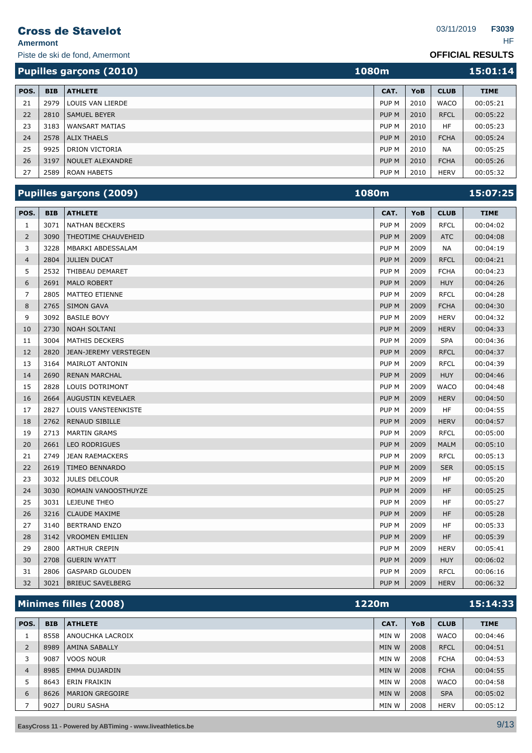# Cross de Stavelot

**Amermont**

Piste de ski de fond, Amermont

03/11/2019 **F3039**

HF

**OFFICIAL RESULTS**

## Pupilles garçons (2010) — 1080m — 15:01:14

| POS. | BIB | ATHLETE | CAT. | YoB | CLUB | TIME |
|---|---|---|---|---|---|---|
| 21 | 2979 | LOUIS VAN LIERDE | PUP M | 2010 | WACO | 00:05:21 |
| 22 | 2810 | SAMUEL BEYER | PUP M | 2010 | RFCL | 00:05:22 |
| 23 | 3183 | WANSART MATIAS | PUP M | 2010 | HF | 00:05:23 |
| 24 | 2578 | ALIX THAELS | PUP M | 2010 | FCHA | 00:05:24 |
| 25 | 9925 | DRION VICTORIA | PUP M | 2010 | NA | 00:05:25 |
| 26 | 3197 | NOULET ALEXANDRE | PUP M | 2010 | FCHA | 00:05:26 |
| 27 | 2589 | ROAN HABETS | PUP M | 2010 | HERV | 00:05:32 |

## Pupilles garçons (2009) — 1080m — 15:07:25

| POS. | BIB | ATHLETE | CAT. | YoB | CLUB | TIME |
|---|---|---|---|---|---|---|
| 1 | 3071 | NATHAN BECKERS | PUP M | 2009 | RFCL | 00:04:02 |
| 2 | 3090 | THEOTIME CHAUVEHEID | PUP M | 2009 | ATC | 00:04:08 |
| 3 | 3228 | MBARKI ABDESSALAM | PUP M | 2009 | NA | 00:04:19 |
| 4 | 2804 | JULIEN DUCAT | PUP M | 2009 | RFCL | 00:04:21 |
| 5 | 2532 | THIBEAU DEMARET | PUP M | 2009 | FCHA | 00:04:23 |
| 6 | 2691 | MALO ROBERT | PUP M | 2009 | HUY | 00:04:26 |
| 7 | 2805 | MATTEO ETIENNE | PUP M | 2009 | RFCL | 00:04:28 |
| 8 | 2765 | SIMON GAVA | PUP M | 2009 | FCHA | 00:04:30 |
| 9 | 3092 | BASILE BOVY | PUP M | 2009 | HERV | 00:04:32 |
| 10 | 2730 | NOAH SOLTANI | PUP M | 2009 | HERV | 00:04:33 |
| 11 | 3004 | MATHIS DECKERS | PUP M | 2009 | SPA | 00:04:36 |
| 12 | 2820 | JEAN-JEREMY VERSTEGEN | PUP M | 2009 | RFCL | 00:04:37 |
| 13 | 3164 | MAIRLOT ANTONIN | PUP M | 2009 | RFCL | 00:04:39 |
| 14 | 2690 | RENAN MARCHAL | PUP M | 2009 | HUY | 00:04:46 |
| 15 | 2828 | LOUIS DOTRIMONT | PUP M | 2009 | WACO | 00:04:48 |
| 16 | 2664 | AUGUSTIN KEVELAER | PUP M | 2009 | HERV | 00:04:50 |
| 17 | 2827 | LOUIS VANSTEENKISTE | PUP M | 2009 | HF | 00:04:55 |
| 18 | 2762 | RENAUD SIBILLE | PUP M | 2009 | HERV | 00:04:57 |
| 19 | 2713 | MARTIN GRAMS | PUP M | 2009 | RFCL | 00:05:00 |
| 20 | 2661 | LEO RODRIGUES | PUP M | 2009 | MALM | 00:05:10 |
| 21 | 2749 | JEAN RAEMACKERS | PUP M | 2009 | RFCL | 00:05:13 |
| 22 | 2619 | TIMEO BENNARDO | PUP M | 2009 | SER | 00:05:15 |
| 23 | 3032 | JULES DELCOUR | PUP M | 2009 | HF | 00:05:20 |
| 24 | 3030 | ROMAIN VANOOSTHUYZE | PUP M | 2009 | HF | 00:05:25 |
| 25 | 3031 | LEJEUNE THEO | PUP M | 2009 | HF | 00:05:27 |
| 26 | 3216 | CLAUDE MAXIME | PUP M | 2009 | HF | 00:05:28 |
| 27 | 3140 | BERTRAND ENZO | PUP M | 2009 | HF | 00:05:33 |
| 28 | 3142 | VROOMEN EMILIEN | PUP M | 2009 | HF | 00:05:39 |
| 29 | 2800 | ARTHUR CREPIN | PUP M | 2009 | HERV | 00:05:41 |
| 30 | 2708 | GUERIN WYATT | PUP M | 2009 | HUY | 00:06:02 |
| 31 | 2806 | GASPARD GLOUDEN | PUP M | 2009 | RFCL | 00:06:16 |
| 32 | 3021 | BRIEUC SAVELBERG | PUP M | 2009 | HERV | 00:06:32 |

## Minimes filles (2008) — 1220m — 15:14:33

| POS. | BIB | ATHLETE | CAT. | YoB | CLUB | TIME |
|---|---|---|---|---|---|---|
| 1 | 8558 | ANOUCHKA LACROIX | MIN W | 2008 | WACO | 00:04:46 |
| 2 | 8989 | AMINA SABALLY | MIN W | 2008 | RFCL | 00:04:51 |
| 3 | 9087 | VOOS NOUR | MIN W | 2008 | FCHA | 00:04:53 |
| 4 | 8985 | EMMA DUJARDIN | MIN W | 2008 | FCHA | 00:04:55 |
| 5 | 8643 | ERIN FRAIKIN | MIN W | 2008 | WACO | 00:04:58 |
| 6 | 8626 | MARION GREGOIRE | MIN W | 2008 | SPA | 00:05:02 |
| 7 | 9027 | DURU SASHA | MIN W | 2008 | HERV | 00:05:12 |

EasyCross 11 - Powered by ABTiming - www.liveathletics.be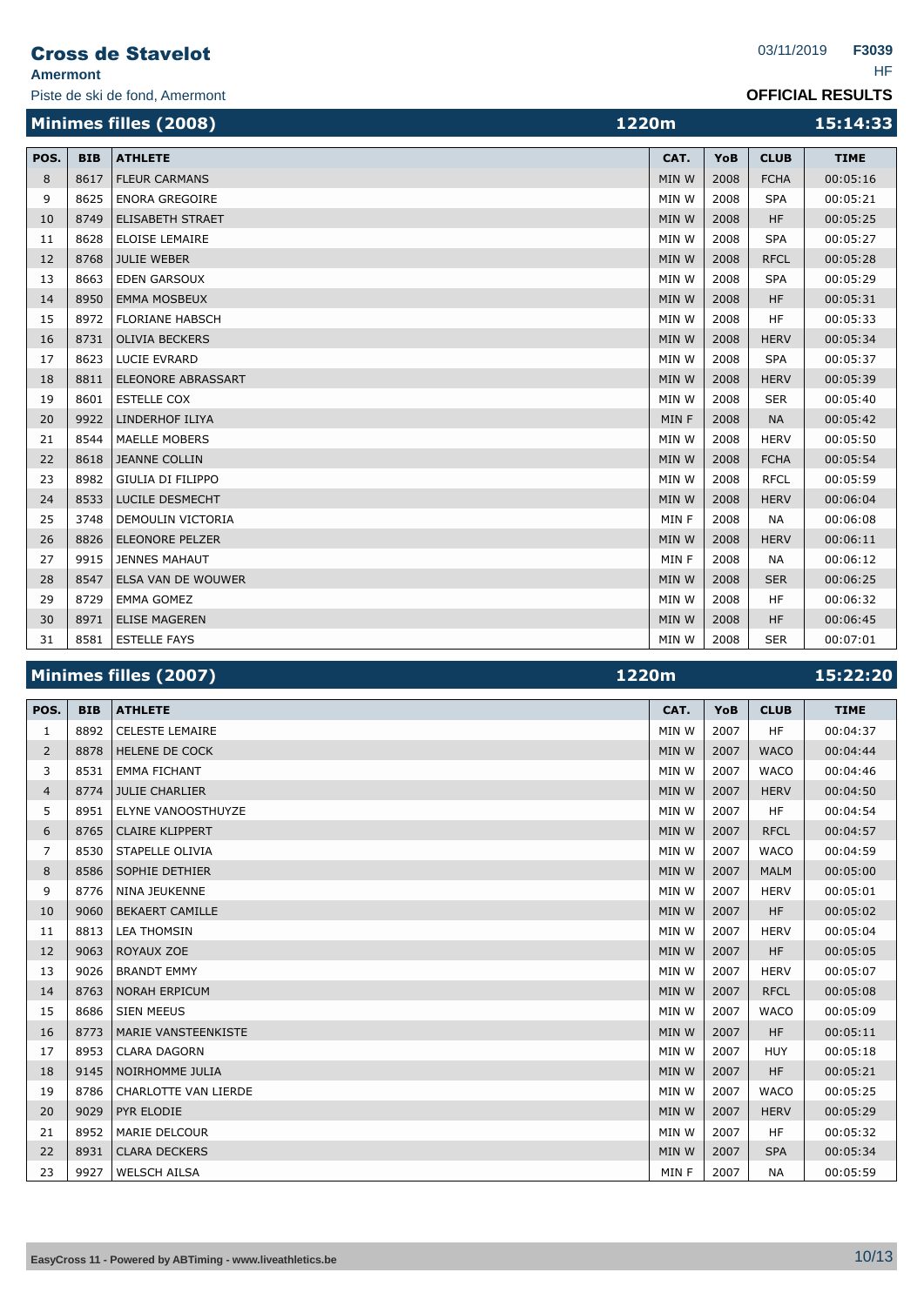# Cross de Stavelot

**Amermont**

Piste de ski de fond, Amermont

03/11/2019 **F3039**

HF

**OFFICIAL RESULTS**

## Minimes filles (2008) — 1220m — 15:14:33

| POS. | BIB | ATHLETE | CAT. | YoB | CLUB | TIME |
|---|---|---|---|---|---|---|
| 8 | 8617 | FLEUR CARMANS | MIN W | 2008 | FCHA | 00:05:16 |
| 9 | 8625 | ENORA GREGOIRE | MIN W | 2008 | SPA | 00:05:21 |
| 10 | 8749 | ELISABETH STRAET | MIN W | 2008 | HF | 00:05:25 |
| 11 | 8628 | ELOISE LEMAIRE | MIN W | 2008 | SPA | 00:05:27 |
| 12 | 8768 | JULIE WEBER | MIN W | 2008 | RFCL | 00:05:28 |
| 13 | 8663 | EDEN GARSOUX | MIN W | 2008 | SPA | 00:05:29 |
| 14 | 8950 | EMMA MOSBEUX | MIN W | 2008 | HF | 00:05:31 |
| 15 | 8972 | FLORIANE HABSCH | MIN W | 2008 | HF | 00:05:33 |
| 16 | 8731 | OLIVIA BECKERS | MIN W | 2008 | HERV | 00:05:34 |
| 17 | 8623 | LUCIE EVRARD | MIN W | 2008 | SPA | 00:05:37 |
| 18 | 8811 | ELEONORE ABRASSART | MIN W | 2008 | HERV | 00:05:39 |
| 19 | 8601 | ESTELLE COX | MIN W | 2008 | SER | 00:05:40 |
| 20 | 9922 | LINDERHOF ILIYA | MIN F | 2008 | NA | 00:05:42 |
| 21 | 8544 | MAELLE MOBERS | MIN W | 2008 | HERV | 00:05:50 |
| 22 | 8618 | JEANNE COLLIN | MIN W | 2008 | FCHA | 00:05:54 |
| 23 | 8982 | GIULIA DI FILIPPO | MIN W | 2008 | RFCL | 00:05:59 |
| 24 | 8533 | LUCILE DESMECHT | MIN W | 2008 | HERV | 00:06:04 |
| 25 | 3748 | DEMOULIN VICTORIA | MIN F | 2008 | NA | 00:06:08 |
| 26 | 8826 | ELEONORE PELZER | MIN W | 2008 | HERV | 00:06:11 |
| 27 | 9915 | JENNES MAHAUT | MIN F | 2008 | NA | 00:06:12 |
| 28 | 8547 | ELSA VAN DE WOUWER | MIN W | 2008 | SER | 00:06:25 |
| 29 | 8729 | EMMA GOMEZ | MIN W | 2008 | HF | 00:06:32 |
| 30 | 8971 | ELISE MAGEREN | MIN W | 2008 | HF | 00:06:45 |
| 31 | 8581 | ESTELLE FAYS | MIN W | 2008 | SER | 00:07:01 |

## Minimes filles (2007) — 1220m — 15:22:20

| POS. | BIB | ATHLETE | CAT. | YoB | CLUB | TIME |
|---|---|---|---|---|---|---|
| 1 | 8892 | CELESTE LEMAIRE | MIN W | 2007 | HF | 00:04:37 |
| 2 | 8878 | HELENE DE COCK | MIN W | 2007 | WACO | 00:04:44 |
| 3 | 8531 | EMMA FICHANT | MIN W | 2007 | WACO | 00:04:46 |
| 4 | 8774 | JULIE CHARLIER | MIN W | 2007 | HERV | 00:04:50 |
| 5 | 8951 | ELYNE VANOOSTHUYZE | MIN W | 2007 | HF | 00:04:54 |
| 6 | 8765 | CLAIRE KLIPPERT | MIN W | 2007 | RFCL | 00:04:57 |
| 7 | 8530 | STAPELLE OLIVIA | MIN W | 2007 | WACO | 00:04:59 |
| 8 | 8586 | SOPHIE DETHIER | MIN W | 2007 | MALM | 00:05:00 |
| 9 | 8776 | NINA JEUKENNE | MIN W | 2007 | HERV | 00:05:01 |
| 10 | 9060 | BEKAERT CAMILLE | MIN W | 2007 | HF | 00:05:02 |
| 11 | 8813 | LEA THOMSIN | MIN W | 2007 | HERV | 00:05:04 |
| 12 | 9063 | ROYAUX ZOE | MIN W | 2007 | HF | 00:05:05 |
| 13 | 9026 | BRANDT EMMY | MIN W | 2007 | HERV | 00:05:07 |
| 14 | 8763 | NORAH ERPICUM | MIN W | 2007 | RFCL | 00:05:08 |
| 15 | 8686 | SIEN MEEUS | MIN W | 2007 | WACO | 00:05:09 |
| 16 | 8773 | MARIE VANSTEENKISTE | MIN W | 2007 | HF | 00:05:11 |
| 17 | 8953 | CLARA DAGORN | MIN W | 2007 | HUY | 00:05:18 |
| 18 | 9145 | NOIRHOMME JULIA | MIN W | 2007 | HF | 00:05:21 |
| 19 | 8786 | CHARLOTTE VAN LIERDE | MIN W | 2007 | WACO | 00:05:25 |
| 20 | 9029 | PYR ELODIE | MIN W | 2007 | HERV | 00:05:29 |
| 21 | 8952 | MARIE DELCOUR | MIN W | 2007 | HF | 00:05:32 |
| 22 | 8931 | CLARA DECKERS | MIN W | 2007 | SPA | 00:05:34 |
| 23 | 9927 | WELSCH AILSA | MIN F | 2007 | NA | 00:05:59 |

EasyCross 11 - Powered by ABTiming - www.liveathletics.be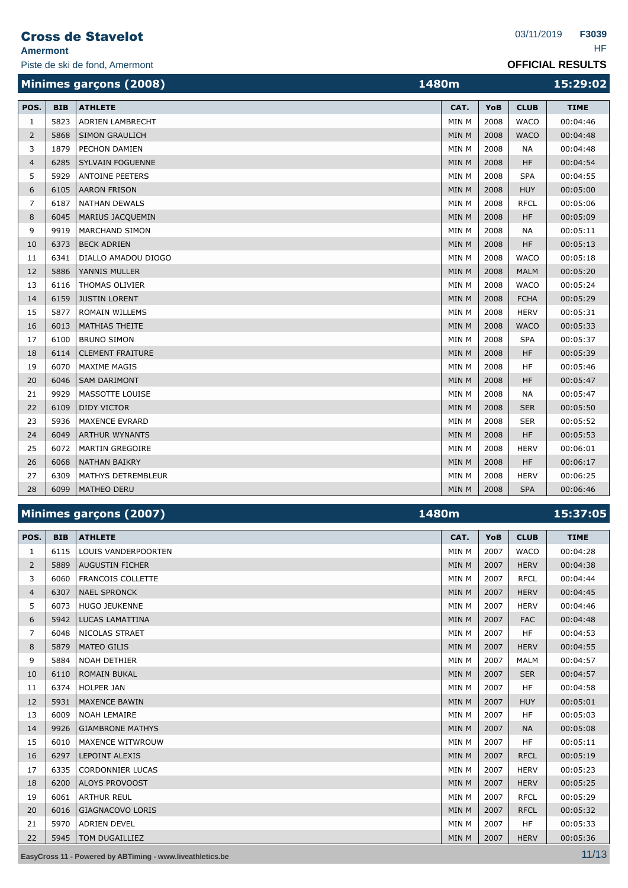# Cross de Stavelot

**Amermont**

Piste de ski de fond, Amermont

03/11/2019 **F3039**

HF

**OFFICIAL RESULTS**

## Minimes garçons (2008) — 1480m — 15:29:02

| POS. | BIB | ATHLETE | CAT. | YoB | CLUB | TIME |
|---|---|---|---|---|---|---|
| 1 | 5823 | ADRIEN LAMBRECHT | MIN M | 2008 | WACO | 00:04:46 |
| 2 | 5868 | SIMON GRAULICH | MIN M | 2008 | WACO | 00:04:48 |
| 3 | 1879 | PECHON DAMIEN | MIN M | 2008 | NA | 00:04:48 |
| 4 | 6285 | SYLVAIN FOGUENNE | MIN M | 2008 | HF | 00:04:54 |
| 5 | 5929 | ANTOINE PEETERS | MIN M | 2008 | SPA | 00:04:55 |
| 6 | 6105 | AARON FRISON | MIN M | 2008 | HUY | 00:05:00 |
| 7 | 6187 | NATHAN DEWALS | MIN M | 2008 | RFCL | 00:05:06 |
| 8 | 6045 | MARIUS JACQUEMIN | MIN M | 2008 | HF | 00:05:09 |
| 9 | 9919 | MARCHAND SIMON | MIN M | 2008 | NA | 00:05:11 |
| 10 | 6373 | BECK ADRIEN | MIN M | 2008 | HF | 00:05:13 |
| 11 | 6341 | DIALLO AMADOU DIOGO | MIN M | 2008 | WACO | 00:05:18 |
| 12 | 5886 | YANNIS MULLER | MIN M | 2008 | MALM | 00:05:20 |
| 13 | 6116 | THOMAS OLIVIER | MIN M | 2008 | WACO | 00:05:24 |
| 14 | 6159 | JUSTIN LORENT | MIN M | 2008 | FCHA | 00:05:29 |
| 15 | 5877 | ROMAIN WILLEMS | MIN M | 2008 | HERV | 00:05:31 |
| 16 | 6013 | MATHIAS THEITE | MIN M | 2008 | WACO | 00:05:33 |
| 17 | 6100 | BRUNO SIMON | MIN M | 2008 | SPA | 00:05:37 |
| 18 | 6114 | CLEMENT FRAITURE | MIN M | 2008 | HF | 00:05:39 |
| 19 | 6070 | MAXIME MAGIS | MIN M | 2008 | HF | 00:05:46 |
| 20 | 6046 | SAM DARIMONT | MIN M | 2008 | HF | 00:05:47 |
| 21 | 9929 | MASSOTTE LOUISE | MIN M | 2008 | NA | 00:05:47 |
| 22 | 6109 | DIDY VICTOR | MIN M | 2008 | SER | 00:05:50 |
| 23 | 5936 | MAXENCE EVRARD | MIN M | 2008 | SER | 00:05:52 |
| 24 | 6049 | ARTHUR WYNANTS | MIN M | 2008 | HF | 00:05:53 |
| 25 | 6072 | MARTIN GREGOIRE | MIN M | 2008 | HERV | 00:06:01 |
| 26 | 6068 | NATHAN BAIKRY | MIN M | 2008 | HF | 00:06:17 |
| 27 | 6309 | MATHYS DETREMBLEUR | MIN M | 2008 | HERV | 00:06:25 |
| 28 | 6099 | MATHEO DERU | MIN M | 2008 | SPA | 00:06:46 |

## Minimes garçons (2007) — 1480m — 15:37:05

| POS. | BIB | ATHLETE | CAT. | YoB | CLUB | TIME |
|---|---|---|---|---|---|---|
| 1 | 6115 | LOUIS VANDERPOORTEN | MIN M | 2007 | WACO | 00:04:28 |
| 2 | 5889 | AUGUSTIN FICHER | MIN M | 2007 | HERV | 00:04:38 |
| 3 | 6060 | FRANCOIS COLLETTE | MIN M | 2007 | RFCL | 00:04:44 |
| 4 | 6307 | NAEL SPRONCK | MIN M | 2007 | HERV | 00:04:45 |
| 5 | 6073 | HUGO JEUKENNE | MIN M | 2007 | HERV | 00:04:46 |
| 6 | 5942 | LUCAS LAMATTINA | MIN M | 2007 | FAC | 00:04:48 |
| 7 | 6048 | NICOLAS STRAET | MIN M | 2007 | HF | 00:04:53 |
| 8 | 5879 | MATEO GILIS | MIN M | 2007 | HERV | 00:04:55 |
| 9 | 5884 | NOAH DETHIER | MIN M | 2007 | MALM | 00:04:57 |
| 10 | 6110 | ROMAIN BUKAL | MIN M | 2007 | SER | 00:04:57 |
| 11 | 6374 | HOLPER JAN | MIN M | 2007 | HF | 00:04:58 |
| 12 | 5931 | MAXENCE BAWIN | MIN M | 2007 | HUY | 00:05:01 |
| 13 | 6009 | NOAH LEMAIRE | MIN M | 2007 | HF | 00:05:03 |
| 14 | 9926 | GIAMBRONE MATHYS | MIN M | 2007 | NA | 00:05:08 |
| 15 | 6010 | MAXENCE WITWROUW | MIN M | 2007 | HF | 00:05:11 |
| 16 | 6297 | LEPOINT ALEXIS | MIN M | 2007 | RFCL | 00:05:19 |
| 17 | 6335 | CORDONNIER LUCAS | MIN M | 2007 | HERV | 00:05:23 |
| 18 | 6200 | ALOYS PROVOOST | MIN M | 2007 | HERV | 00:05:25 |
| 19 | 6061 | ARTHUR REUL | MIN M | 2007 | RFCL | 00:05:29 |
| 20 | 6016 | GIAGNACOVO LORIS | MIN M | 2007 | RFCL | 00:05:32 |
| 21 | 5970 | ADRIEN DEVEL | MIN M | 2007 | HF | 00:05:33 |
| 22 | 5945 | TOM DUGAILLIEZ | MIN M | 2007 | HERV | 00:05:36 |

EasyCross 11 - Powered by ABTiming - www.liveathletics.be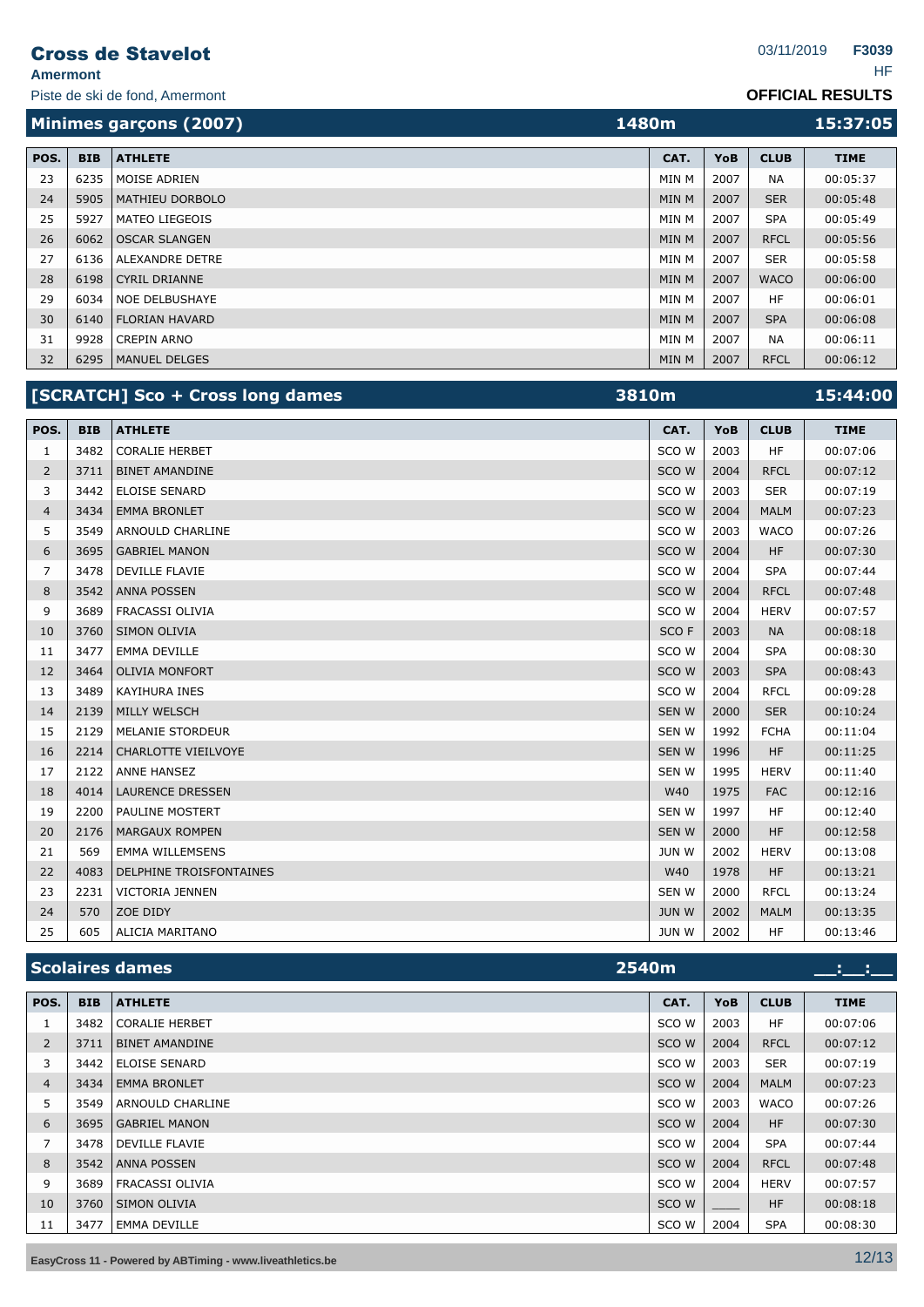# Cross de Stavelot

**Amermont**

Piste de ski de fond, Amermont

03/11/2019 **F3039**

HF

**OFFICIAL RESULTS**

## Minimes garçons (2007) — 1480m — 15:37:05

| POS. | BIB | ATHLETE | CAT. | YoB | CLUB | TIME |
|---|---|---|---|---|---|---|
| 23 | 6235 | MOISE ADRIEN | MIN M | 2007 | NA | 00:05:37 |
| 24 | 5905 | MATHIEU DORBOLO | MIN M | 2007 | SER | 00:05:48 |
| 25 | 5927 | MATEO LIEGEOIS | MIN M | 2007 | SPA | 00:05:49 |
| 26 | 6062 | OSCAR SLANGEN | MIN M | 2007 | RFCL | 00:05:56 |
| 27 | 6136 | ALEXANDRE DETRE | MIN M | 2007 | SER | 00:05:58 |
| 28 | 6198 | CYRIL DRIANNE | MIN M | 2007 | WACO | 00:06:00 |
| 29 | 6034 | NOE DELBUSHAYE | MIN M | 2007 | HF | 00:06:01 |
| 30 | 6140 | FLORIAN HAVARD | MIN M | 2007 | SPA | 00:06:08 |
| 31 | 9928 | CREPIN ARNO | MIN M | 2007 | NA | 00:06:11 |
| 32 | 6295 | MANUEL DELGES | MIN M | 2007 | RFCL | 00:06:12 |

## [SCRATCH] Sco + Cross long dames — 3810m — 15:44:00

| POS. | BIB | ATHLETE | CAT. | YoB | CLUB | TIME |
|---|---|---|---|---|---|---|
| 1 | 3482 | CORALIE HERBET | SCO W | 2003 | HF | 00:07:06 |
| 2 | 3711 | BINET AMANDINE | SCO W | 2004 | RFCL | 00:07:12 |
| 3 | 3442 | ELOISE SENARD | SCO W | 2003 | SER | 00:07:19 |
| 4 | 3434 | EMMA BRONLET | SCO W | 2004 | MALM | 00:07:23 |
| 5 | 3549 | ARNOULD CHARLINE | SCO W | 2003 | WACO | 00:07:26 |
| 6 | 3695 | GABRIEL MANON | SCO W | 2004 | HF | 00:07:30 |
| 7 | 3478 | DEVILLE FLAVIE | SCO W | 2004 | SPA | 00:07:44 |
| 8 | 3542 | ANNA POSSEN | SCO W | 2004 | RFCL | 00:07:48 |
| 9 | 3689 | FRACASSI OLIVIA | SCO W | 2004 | HERV | 00:07:57 |
| 10 | 3760 | SIMON OLIVIA | SCO F | 2003 | NA | 00:08:18 |
| 11 | 3477 | EMMA DEVILLE | SCO W | 2004 | SPA | 00:08:30 |
| 12 | 3464 | OLIVIA MONFORT | SCO W | 2003 | SPA | 00:08:43 |
| 13 | 3489 | KAYIHURA INES | SCO W | 2004 | RFCL | 00:09:28 |
| 14 | 2139 | MILLY WELSCH | SEN W | 2000 | SER | 00:10:24 |
| 15 | 2129 | MELANIE STORDEUR | SEN W | 1992 | FCHA | 00:11:04 |
| 16 | 2214 | CHARLOTTE VIEILVOYE | SEN W | 1996 | HF | 00:11:25 |
| 17 | 2122 | ANNE HANSEZ | SEN W | 1995 | HERV | 00:11:40 |
| 18 | 4014 | LAURENCE DRESSEN | W40 | 1975 | FAC | 00:12:16 |
| 19 | 2200 | PAULINE MOSTERT | SEN W | 1997 | HF | 00:12:40 |
| 20 | 2176 | MARGAUX ROMPEN | SEN W | 2000 | HF | 00:12:58 |
| 21 | 569 | EMMA WILLEMSENS | JUN W | 2002 | HERV | 00:13:08 |
| 22 | 4083 | DELPHINE TROISFONTAINES | W40 | 1978 | HF | 00:13:21 |
| 23 | 2231 | VICTORIA JENNEN | SEN W | 2000 | RFCL | 00:13:24 |
| 24 | 570 | ZOE DIDY | JUN W | 2002 | MALM | 00:13:35 |
| 25 | 605 | ALICIA MARITANO | JUN W | 2002 | HF | 00:13:46 |

## Scolaires dames — 2540m — __:__:__

| POS. | BIB | ATHLETE | CAT. | YoB | CLUB | TIME |
|---|---|---|---|---|---|---|
| 1 | 3482 | CORALIE HERBET | SCO W | 2003 | HF | 00:07:06 |
| 2 | 3711 | BINET AMANDINE | SCO W | 2004 | RFCL | 00:07:12 |
| 3 | 3442 | ELOISE SENARD | SCO W | 2003 | SER | 00:07:19 |
| 4 | 3434 | EMMA BRONLET | SCO W | 2004 | MALM | 00:07:23 |
| 5 | 3549 | ARNOULD CHARLINE | SCO W | 2003 | WACO | 00:07:26 |
| 6 | 3695 | GABRIEL MANON | SCO W | 2004 | HF | 00:07:30 |
| 7 | 3478 | DEVILLE FLAVIE | SCO W | 2004 | SPA | 00:07:44 |
| 8 | 3542 | ANNA POSSEN | SCO W | 2004 | RFCL | 00:07:48 |
| 9 | 3689 | FRACASSI OLIVIA | SCO W | 2004 | HERV | 00:07:57 |
| 10 | 3760 | SIMON OLIVIA | SCO W | ____ | HF | 00:08:18 |
| 11 | 3477 | EMMA DEVILLE | SCO W | 2004 | SPA | 00:08:30 |

EasyCross 11 - Powered by ABTiming - www.liveathletics.be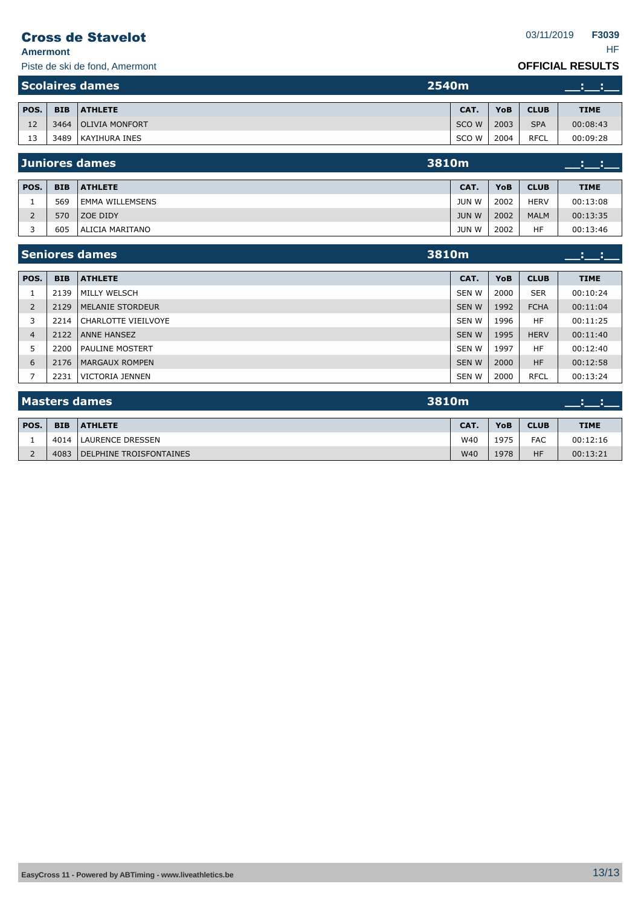# Cross de Stavelot

**Amermont**

Piste de ski de fond, Amermont

03/11/2019 **F3039**

HF

**OFFICIAL RESULTS**

## Scolaires dames — 2540m

__:__:__

| POS. | BIB | ATHLETE | CAT. | YoB | CLUB | TIME |
|---|---|---|---|---|---|---|
| 12 | 3464 | OLIVIA MONFORT | SCO W | 2003 | SPA | 00:08:43 |
| 13 | 3489 | KAYIHURA INES | SCO W | 2004 | RFCL | 00:09:28 |

## Juniores dames — 3810m

__:__:__

| POS. | BIB | ATHLETE | CAT. | YoB | CLUB | TIME |
|---|---|---|---|---|---|---|
| 1 | 569 | EMMA WILLEMSENS | JUN W | 2002 | HERV | 00:13:08 |
| 2 | 570 | ZOE DIDY | JUN W | 2002 | MALM | 00:13:35 |
| 3 | 605 | ALICIA MARITANO | JUN W | 2002 | HF | 00:13:46 |

## Seniores dames — 3810m

__:__:__

| POS. | BIB | ATHLETE | CAT. | YoB | CLUB | TIME |
|---|---|---|---|---|---|---|
| 1 | 2139 | MILLY WELSCH | SEN W | 2000 | SER | 00:10:24 |
| 2 | 2129 | MELANIE STORDEUR | SEN W | 1992 | FCHA | 00:11:04 |
| 3 | 2214 | CHARLOTTE VIEILVOYE | SEN W | 1996 | HF | 00:11:25 |
| 4 | 2122 | ANNE HANSEZ | SEN W | 1995 | HERV | 00:11:40 |
| 5 | 2200 | PAULINE MOSTERT | SEN W | 1997 | HF | 00:12:40 |
| 6 | 2176 | MARGAUX ROMPEN | SEN W | 2000 | HF | 00:12:58 |
| 7 | 2231 | VICTORIA JENNEN | SEN W | 2000 | RFCL | 00:13:24 |

## Masters dames — 3810m

__:__:__

| POS. | BIB | ATHLETE | CAT. | YoB | CLUB | TIME |
|---|---|---|---|---|---|---|
| 1 | 4014 | LAURENCE DRESSEN | W40 | 1975 | FAC | 00:12:16 |
| 2 | 4083 | DELPHINE TROISFONTAINES | W40 | 1978 | HF | 00:13:21 |

EasyCross 11 - Powered by ABTiming - www.liveathletics.be